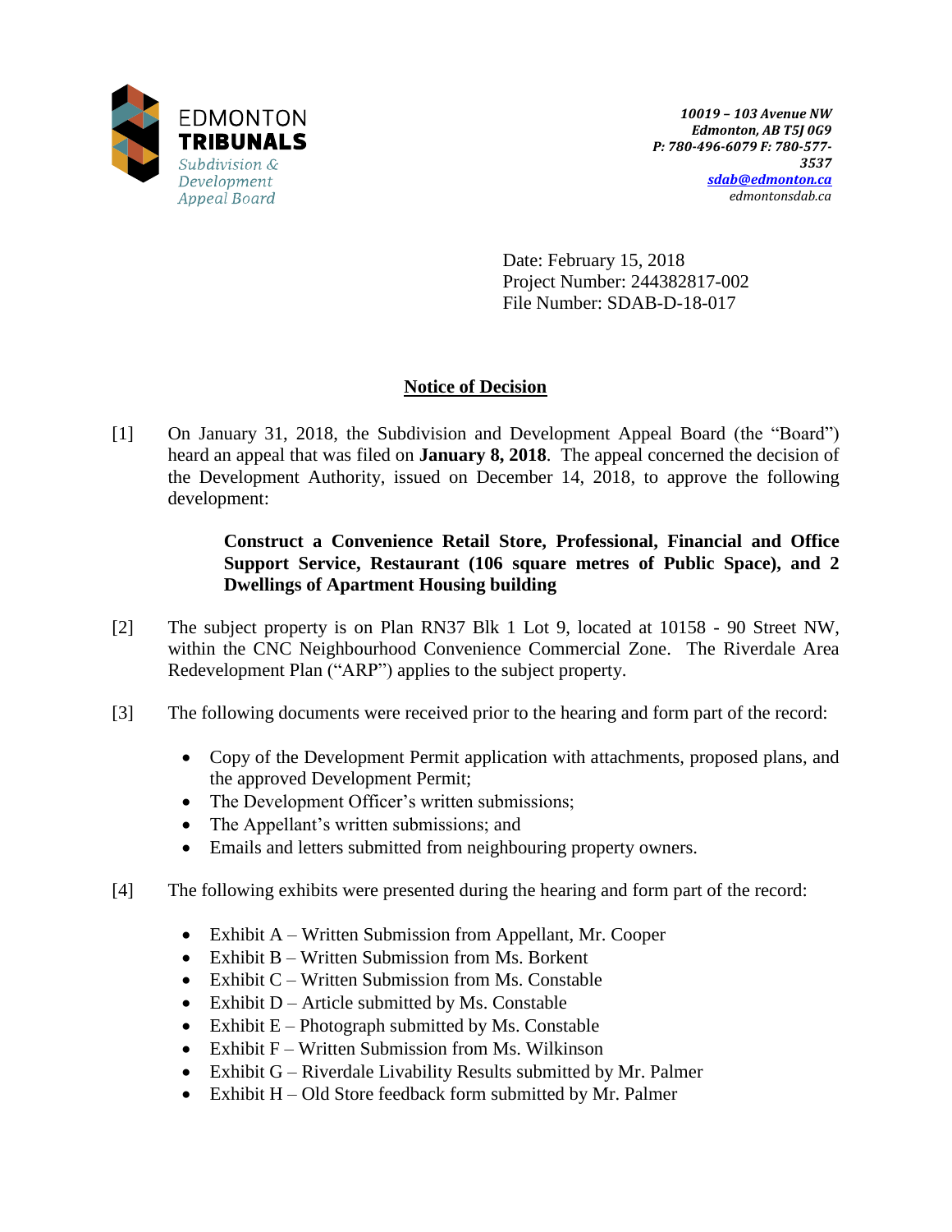EDMONTON **TRIBUNALS**
*Subdivision & Development Appeal Board*

***10019 – 103 Avenue NW***
***Edmonton, AB T5J 0G9***
***P: 780-496-6079 F: 780-577-3537***
***sdab@edmonton.ca***
*edmontonsdab.ca*

Date: February 15, 2018
Project Number: 244382817-002
File Number: SDAB-D-18-017

## Notice of Decision

[1] On January 31, 2018, the Subdivision and Development Appeal Board (the "Board") heard an appeal that was filed on **January 8, 2018**. The appeal concerned the decision of the Development Authority, issued on December 14, 2018, to approve the following development:

> **Construct a Convenience Retail Store, Professional, Financial and Office Support Service, Restaurant (106 square metres of Public Space), and 2 Dwellings of Apartment Housing building**

[2] The subject property is on Plan RN37 Blk 1 Lot 9, located at 10158 - 90 Street NW, within the CNC Neighbourhood Convenience Commercial Zone. The Riverdale Area Redevelopment Plan ("ARP") applies to the subject property.

[3] The following documents were received prior to the hearing and form part of the record:

- Copy of the Development Permit application with attachments, proposed plans, and the approved Development Permit;
- The Development Officer's written submissions;
- The Appellant's written submissions; and
- Emails and letters submitted from neighbouring property owners.

[4] The following exhibits were presented during the hearing and form part of the record:

- Exhibit A – Written Submission from Appellant, Mr. Cooper
- Exhibit B – Written Submission from Ms. Borkent
- Exhibit C – Written Submission from Ms. Constable
- Exhibit D – Article submitted by Ms. Constable
- Exhibit E – Photograph submitted by Ms. Constable
- Exhibit F – Written Submission from Ms. Wilkinson
- Exhibit G – Riverdale Livability Results submitted by Mr. Palmer
- Exhibit H – Old Store feedback form submitted by Mr. Palmer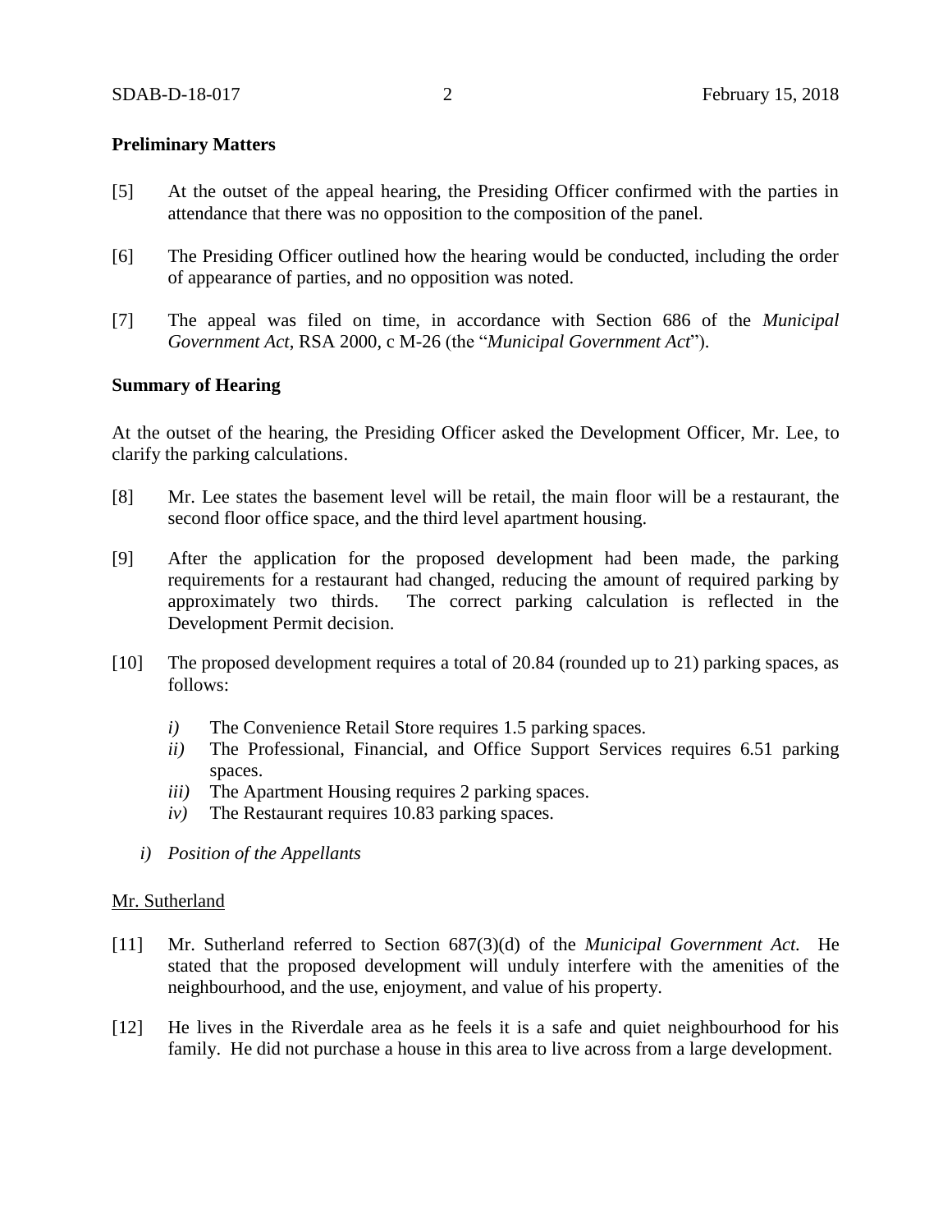**Preliminary Matters**

[5] At the outset of the appeal hearing, the Presiding Officer confirmed with the parties in attendance that there was no opposition to the composition of the panel.

[6] The Presiding Officer outlined how the hearing would be conducted, including the order of appearance of parties, and no opposition was noted.

[7] The appeal was filed on time, in accordance with Section 686 of the *Municipal Government Act*, RSA 2000, c M-26 (the "*Municipal Government Act*").

**Summary of Hearing**

At the outset of the hearing, the Presiding Officer asked the Development Officer, Mr. Lee, to clarify the parking calculations.

[8] Mr. Lee states the basement level will be retail, the main floor will be a restaurant, the second floor office space, and the third level apartment housing.

[9] After the application for the proposed development had been made, the parking requirements for a restaurant had changed, reducing the amount of required parking by approximately two thirds. The correct parking calculation is reflected in the Development Permit decision.

[10] The proposed development requires a total of 20.84 (rounded up to 21) parking spaces, as follows:

*i)* The Convenience Retail Store requires 1.5 parking spaces.
*ii)* The Professional, Financial, and Office Support Services requires 6.51 parking spaces.
*iii)* The Apartment Housing requires 2 parking spaces.
*iv)* The Restaurant requires 10.83 parking spaces.

*i) Position of the Appellants*

Mr. Sutherland

[11] Mr. Sutherland referred to Section 687(3)(d) of the *Municipal Government Act.* He stated that the proposed development will unduly interfere with the amenities of the neighbourhood, and the use, enjoyment, and value of his property.

[12] He lives in the Riverdale area as he feels it is a safe and quiet neighbourhood for his family. He did not purchase a house in this area to live across from a large development.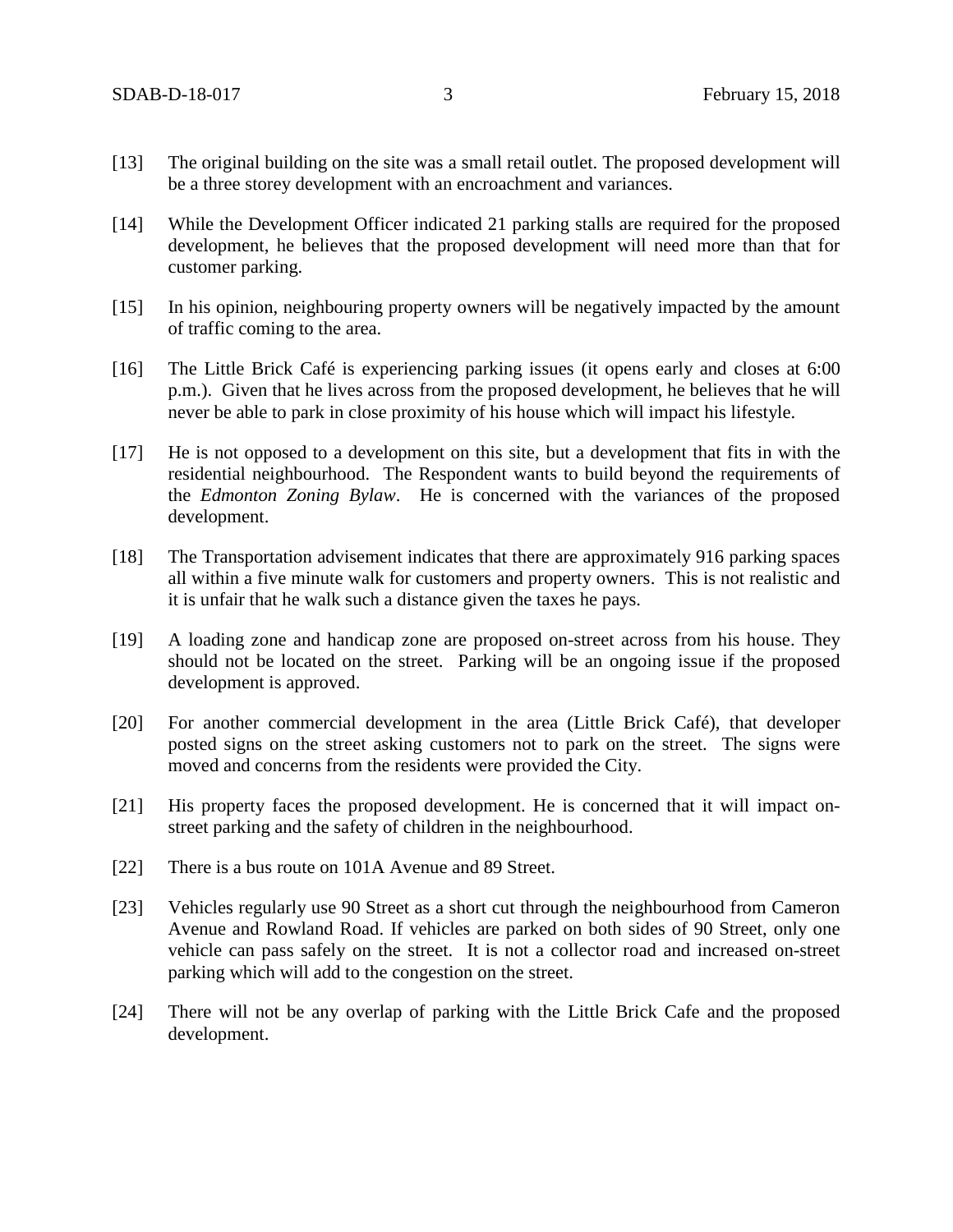[13] The original building on the site was a small retail outlet. The proposed development will be a three storey development with an encroachment and variances.

[14] While the Development Officer indicated 21 parking stalls are required for the proposed development, he believes that the proposed development will need more than that for customer parking.

[15] In his opinion, neighbouring property owners will be negatively impacted by the amount of traffic coming to the area.

[16] The Little Brick Café is experiencing parking issues (it opens early and closes at 6:00 p.m.). Given that he lives across from the proposed development, he believes that he will never be able to park in close proximity of his house which will impact his lifestyle.

[17] He is not opposed to a development on this site, but a development that fits in with the residential neighbourhood. The Respondent wants to build beyond the requirements of the *Edmonton Zoning Bylaw*. He is concerned with the variances of the proposed development.

[18] The Transportation advisement indicates that there are approximately 916 parking spaces all within a five minute walk for customers and property owners. This is not realistic and it is unfair that he walk such a distance given the taxes he pays.

[19] A loading zone and handicap zone are proposed on-street across from his house. They should not be located on the street. Parking will be an ongoing issue if the proposed development is approved.

[20] For another commercial development in the area (Little Brick Café), that developer posted signs on the street asking customers not to park on the street. The signs were moved and concerns from the residents were provided the City.

[21] His property faces the proposed development. He is concerned that it will impact on-street parking and the safety of children in the neighbourhood.

[22] There is a bus route on 101A Avenue and 89 Street.

[23] Vehicles regularly use 90 Street as a short cut through the neighbourhood from Cameron Avenue and Rowland Road. If vehicles are parked on both sides of 90 Street, only one vehicle can pass safely on the street. It is not a collector road and increased on-street parking which will add to the congestion on the street.

[24] There will not be any overlap of parking with the Little Brick Cafe and the proposed development.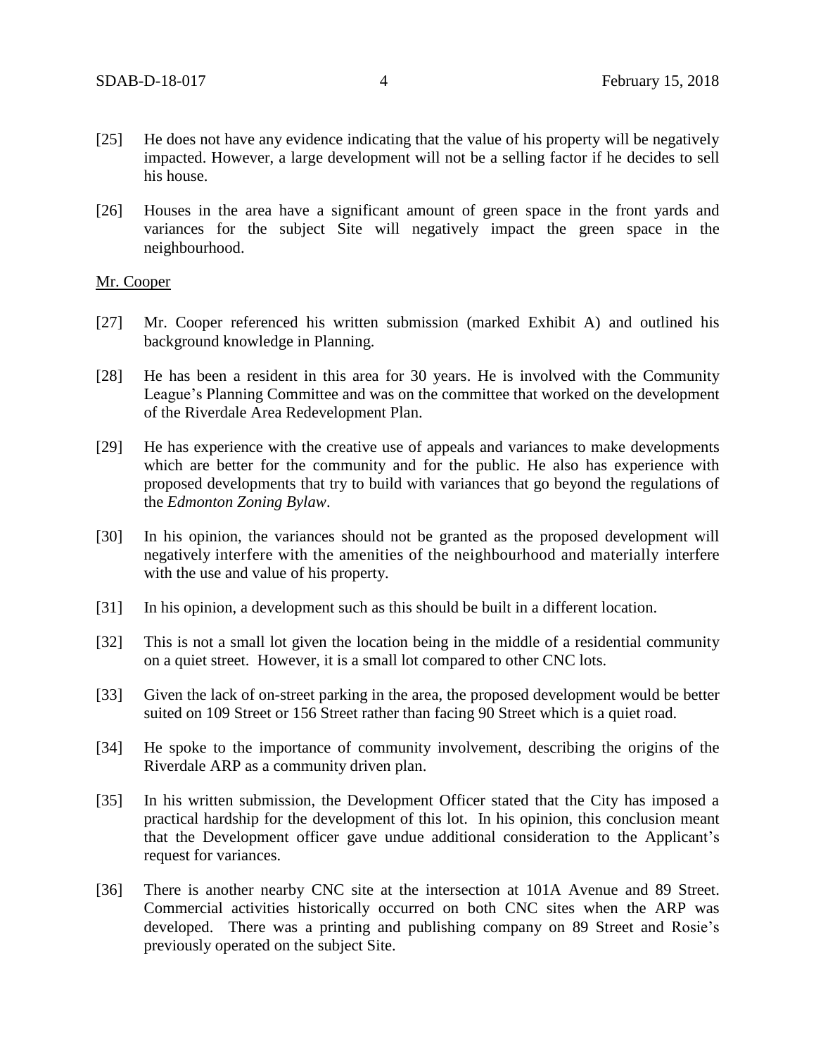[25] He does not have any evidence indicating that the value of his property will be negatively impacted. However, a large development will not be a selling factor if he decides to sell his house.

[26] Houses in the area have a significant amount of green space in the front yards and variances for the subject Site will negatively impact the green space in the neighbourhood.

Mr. Cooper

[27] Mr. Cooper referenced his written submission (marked Exhibit A) and outlined his background knowledge in Planning.

[28] He has been a resident in this area for 30 years. He is involved with the Community League's Planning Committee and was on the committee that worked on the development of the Riverdale Area Redevelopment Plan.

[29] He has experience with the creative use of appeals and variances to make developments which are better for the community and for the public. He also has experience with proposed developments that try to build with variances that go beyond the regulations of the *Edmonton Zoning Bylaw*.

[30] In his opinion, the variances should not be granted as the proposed development will negatively interfere with the amenities of the neighbourhood and materially interfere with the use and value of his property.

[31] In his opinion, a development such as this should be built in a different location.

[32] This is not a small lot given the location being in the middle of a residential community on a quiet street. However, it is a small lot compared to other CNC lots.

[33] Given the lack of on-street parking in the area, the proposed development would be better suited on 109 Street or 156 Street rather than facing 90 Street which is a quiet road.

[34] He spoke to the importance of community involvement, describing the origins of the Riverdale ARP as a community driven plan.

[35] In his written submission, the Development Officer stated that the City has imposed a practical hardship for the development of this lot. In his opinion, this conclusion meant that the Development officer gave undue additional consideration to the Applicant's request for variances.

[36] There is another nearby CNC site at the intersection at 101A Avenue and 89 Street. Commercial activities historically occurred on both CNC sites when the ARP was developed. There was a printing and publishing company on 89 Street and Rosie's previously operated on the subject Site.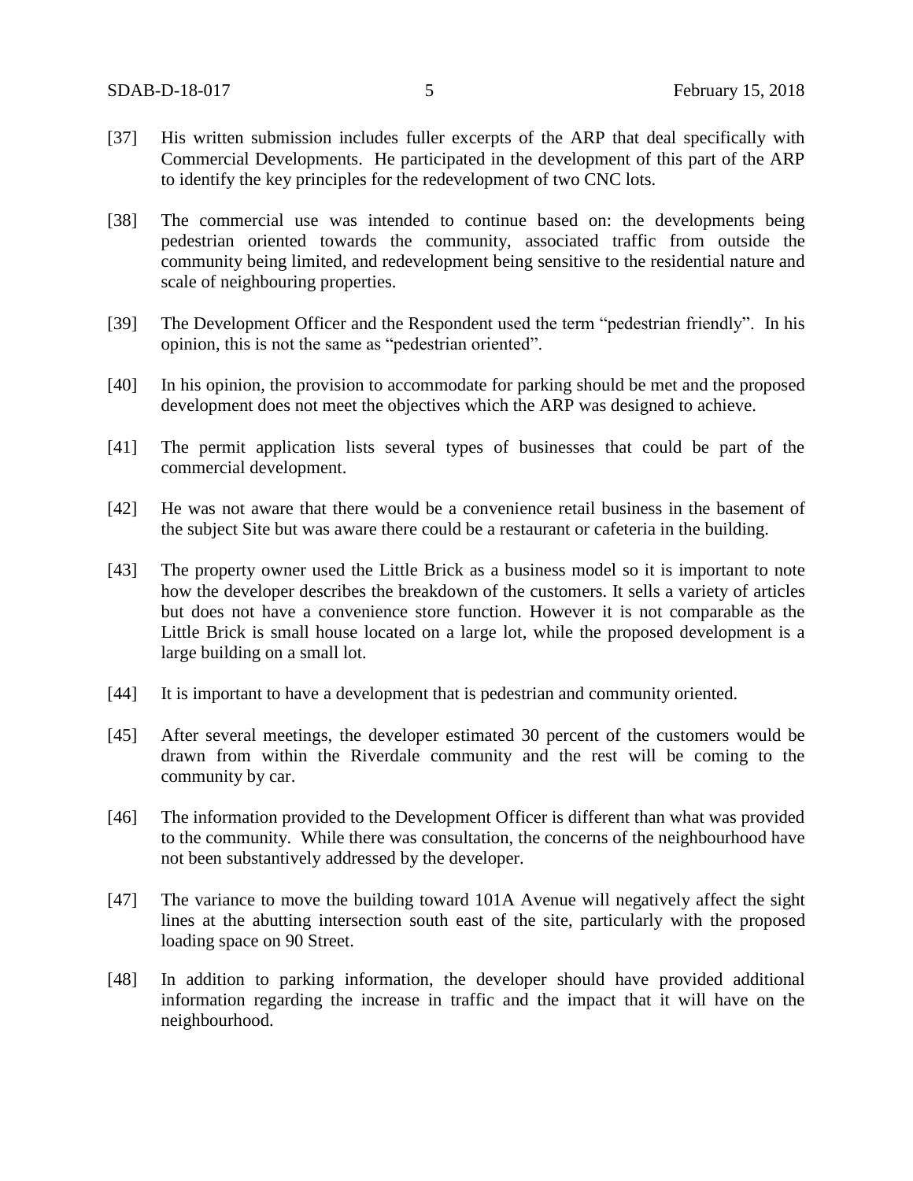[37] His written submission includes fuller excerpts of the ARP that deal specifically with Commercial Developments. He participated in the development of this part of the ARP to identify the key principles for the redevelopment of two CNC lots.

[38] The commercial use was intended to continue based on: the developments being pedestrian oriented towards the community, associated traffic from outside the community being limited, and redevelopment being sensitive to the residential nature and scale of neighbouring properties.

[39] The Development Officer and the Respondent used the term "pedestrian friendly". In his opinion, this is not the same as "pedestrian oriented".

[40] In his opinion, the provision to accommodate for parking should be met and the proposed development does not meet the objectives which the ARP was designed to achieve.

[41] The permit application lists several types of businesses that could be part of the commercial development.

[42] He was not aware that there would be a convenience retail business in the basement of the subject Site but was aware there could be a restaurant or cafeteria in the building.

[43] The property owner used the Little Brick as a business model so it is important to note how the developer describes the breakdown of the customers. It sells a variety of articles but does not have a convenience store function. However it is not comparable as the Little Brick is small house located on a large lot, while the proposed development is a large building on a small lot.

[44] It is important to have a development that is pedestrian and community oriented.

[45] After several meetings, the developer estimated 30 percent of the customers would be drawn from within the Riverdale community and the rest will be coming to the community by car.

[46] The information provided to the Development Officer is different than what was provided to the community. While there was consultation, the concerns of the neighbourhood have not been substantively addressed by the developer.

[47] The variance to move the building toward 101A Avenue will negatively affect the sight lines at the abutting intersection south east of the site, particularly with the proposed loading space on 90 Street.

[48] In addition to parking information, the developer should have provided additional information regarding the increase in traffic and the impact that it will have on the neighbourhood.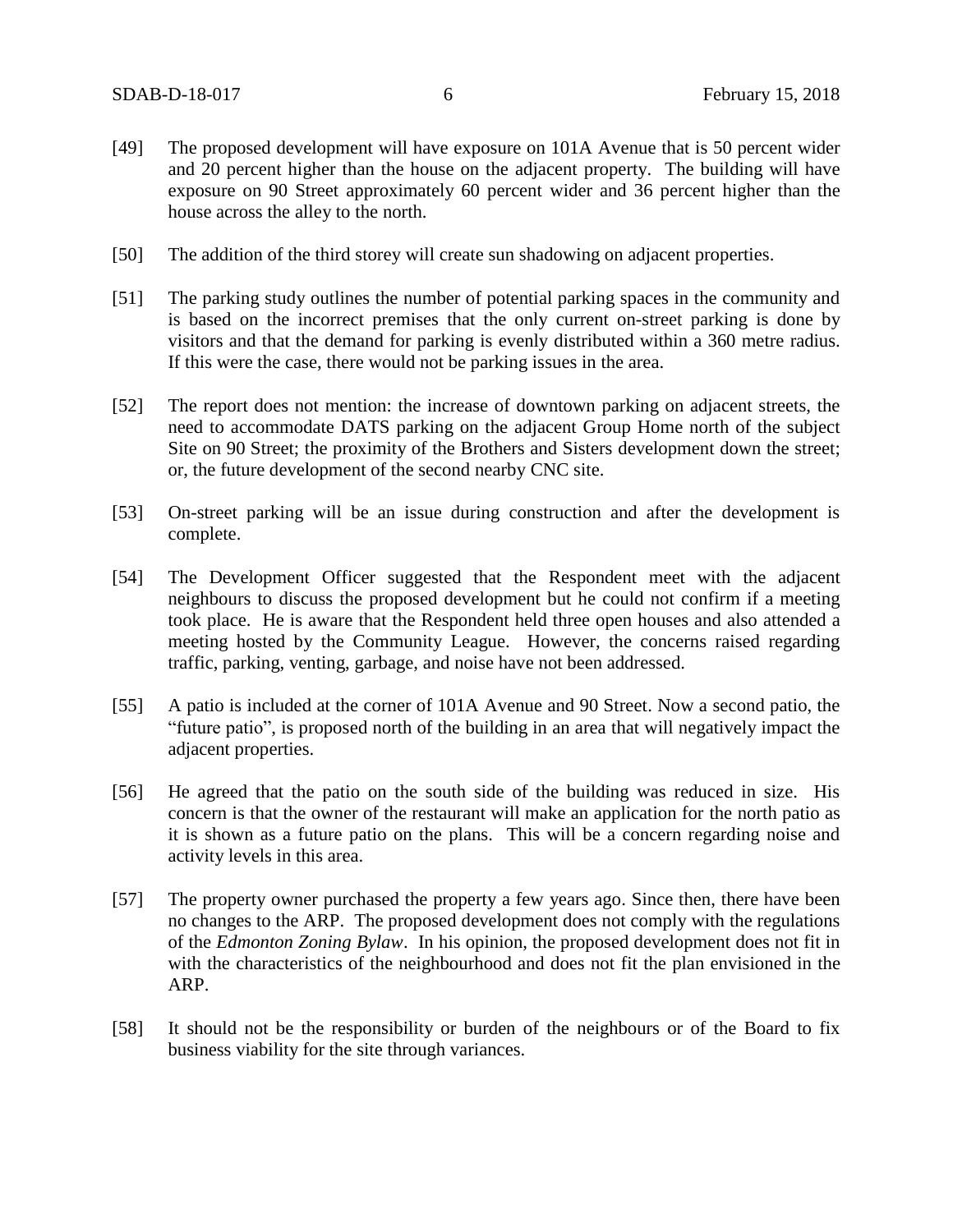[49] The proposed development will have exposure on 101A Avenue that is 50 percent wider and 20 percent higher than the house on the adjacent property. The building will have exposure on 90 Street approximately 60 percent wider and 36 percent higher than the house across the alley to the north.

[50] The addition of the third storey will create sun shadowing on adjacent properties.

[51] The parking study outlines the number of potential parking spaces in the community and is based on the incorrect premises that the only current on-street parking is done by visitors and that the demand for parking is evenly distributed within a 360 metre radius. If this were the case, there would not be parking issues in the area.

[52] The report does not mention: the increase of downtown parking on adjacent streets, the need to accommodate DATS parking on the adjacent Group Home north of the subject Site on 90 Street; the proximity of the Brothers and Sisters development down the street; or, the future development of the second nearby CNC site.

[53] On-street parking will be an issue during construction and after the development is complete.

[54] The Development Officer suggested that the Respondent meet with the adjacent neighbours to discuss the proposed development but he could not confirm if a meeting took place. He is aware that the Respondent held three open houses and also attended a meeting hosted by the Community League. However, the concerns raised regarding traffic, parking, venting, garbage, and noise have not been addressed.

[55] A patio is included at the corner of 101A Avenue and 90 Street. Now a second patio, the "future patio", is proposed north of the building in an area that will negatively impact the adjacent properties.

[56] He agreed that the patio on the south side of the building was reduced in size. His concern is that the owner of the restaurant will make an application for the north patio as it is shown as a future patio on the plans. This will be a concern regarding noise and activity levels in this area.

[57] The property owner purchased the property a few years ago. Since then, there have been no changes to the ARP. The proposed development does not comply with the regulations of the *Edmonton Zoning Bylaw*. In his opinion, the proposed development does not fit in with the characteristics of the neighbourhood and does not fit the plan envisioned in the ARP.

[58] It should not be the responsibility or burden of the neighbours or of the Board to fix business viability for the site through variances.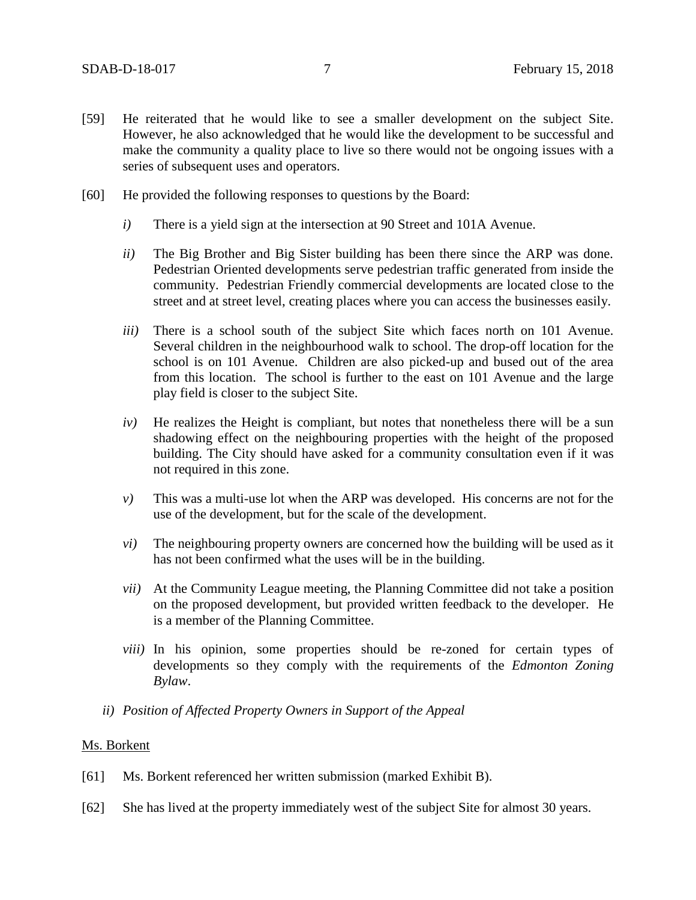[59] He reiterated that he would like to see a smaller development on the subject Site. However, he also acknowledged that he would like the development to be successful and make the community a quality place to live so there would not be ongoing issues with a series of subsequent uses and operators.

[60] He provided the following responses to questions by the Board:

*i)* There is a yield sign at the intersection at 90 Street and 101A Avenue.

*ii)* The Big Brother and Big Sister building has been there since the ARP was done. Pedestrian Oriented developments serve pedestrian traffic generated from inside the community. Pedestrian Friendly commercial developments are located close to the street and at street level, creating places where you can access the businesses easily.

*iii)* There is a school south of the subject Site which faces north on 101 Avenue. Several children in the neighbourhood walk to school. The drop-off location for the school is on 101 Avenue. Children are also picked-up and bused out of the area from this location. The school is further to the east on 101 Avenue and the large play field is closer to the subject Site.

*iv)* He realizes the Height is compliant, but notes that nonetheless there will be a sun shadowing effect on the neighbouring properties with the height of the proposed building. The City should have asked for a community consultation even if it was not required in this zone.

*v)* This was a multi-use lot when the ARP was developed. His concerns are not for the use of the development, but for the scale of the development.

*vi)* The neighbouring property owners are concerned how the building will be used as it has not been confirmed what the uses will be in the building.

*vii)* At the Community League meeting, the Planning Committee did not take a position on the proposed development, but provided written feedback to the developer. He is a member of the Planning Committee.

*viii)* In his opinion, some properties should be re-zoned for certain types of developments so they comply with the requirements of the *Edmonton Zoning Bylaw*.

*ii) Position of Affected Property Owners in Support of the Appeal*

Ms. Borkent

[61] Ms. Borkent referenced her written submission (marked Exhibit B).

[62] She has lived at the property immediately west of the subject Site for almost 30 years.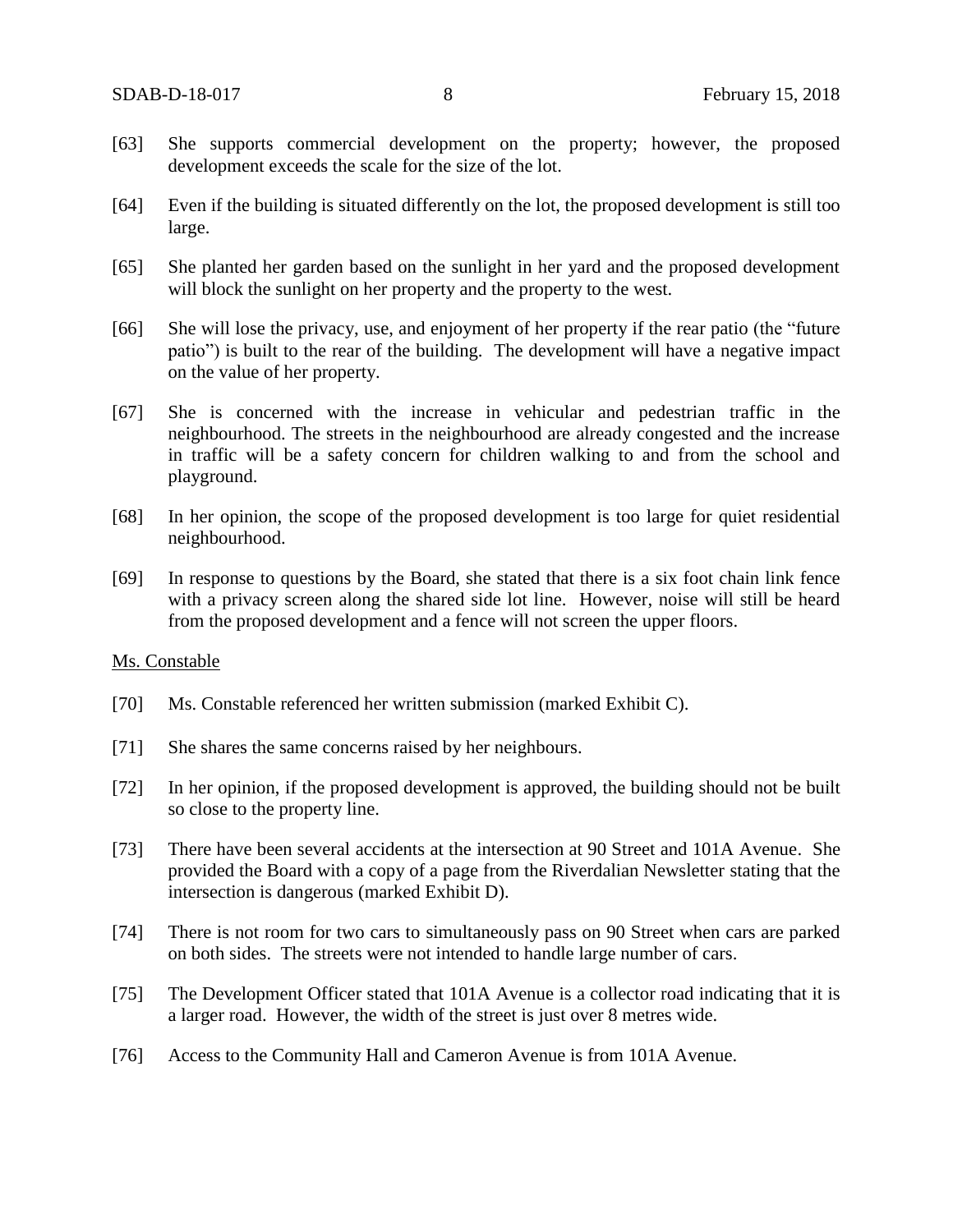[63] She supports commercial development on the property; however, the proposed development exceeds the scale for the size of the lot.

[64] Even if the building is situated differently on the lot, the proposed development is still too large.

[65] She planted her garden based on the sunlight in her yard and the proposed development will block the sunlight on her property and the property to the west.

[66] She will lose the privacy, use, and enjoyment of her property if the rear patio (the "future patio") is built to the rear of the building. The development will have a negative impact on the value of her property.

[67] She is concerned with the increase in vehicular and pedestrian traffic in the neighbourhood. The streets in the neighbourhood are already congested and the increase in traffic will be a safety concern for children walking to and from the school and playground.

[68] In her opinion, the scope of the proposed development is too large for quiet residential neighbourhood.

[69] In response to questions by the Board, she stated that there is a six foot chain link fence with a privacy screen along the shared side lot line. However, noise will still be heard from the proposed development and a fence will not screen the upper floors.

Ms. Constable

[70] Ms. Constable referenced her written submission (marked Exhibit C).

[71] She shares the same concerns raised by her neighbours.

[72] In her opinion, if the proposed development is approved, the building should not be built so close to the property line.

[73] There have been several accidents at the intersection at 90 Street and 101A Avenue. She provided the Board with a copy of a page from the Riverdalian Newsletter stating that the intersection is dangerous (marked Exhibit D).

[74] There is not room for two cars to simultaneously pass on 90 Street when cars are parked on both sides. The streets were not intended to handle large number of cars.

[75] The Development Officer stated that 101A Avenue is a collector road indicating that it is a larger road. However, the width of the street is just over 8 metres wide.

[76] Access to the Community Hall and Cameron Avenue is from 101A Avenue.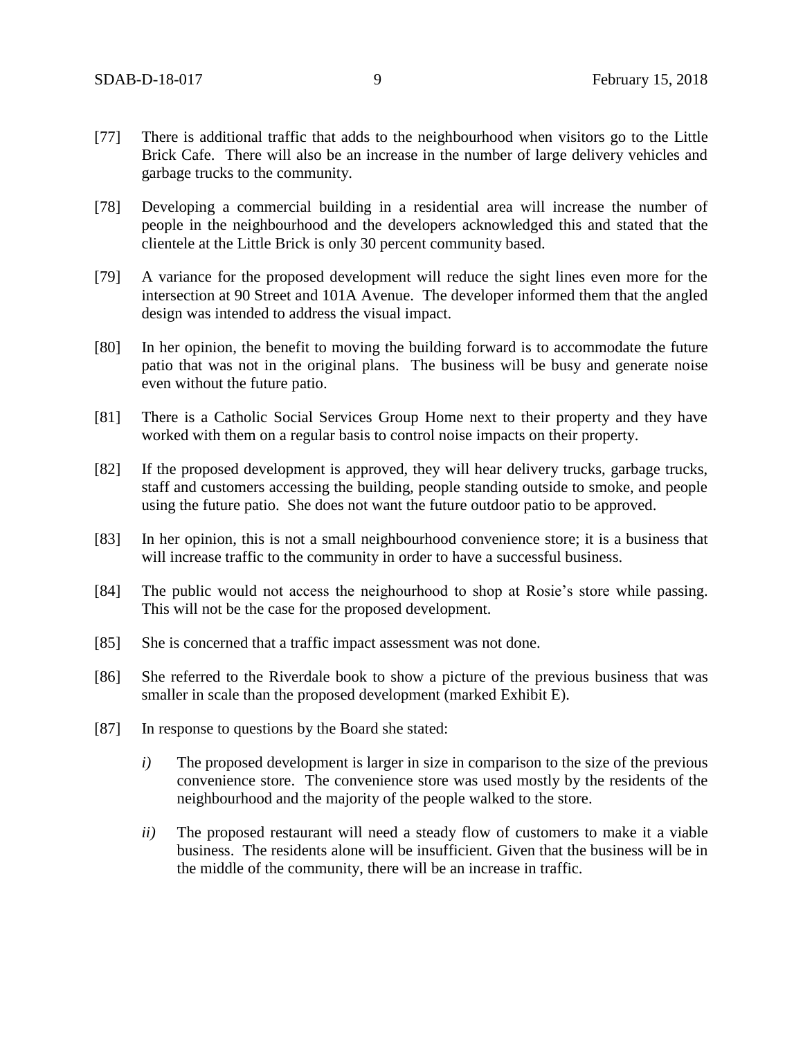[77] There is additional traffic that adds to the neighbourhood when visitors go to the Little Brick Cafe. There will also be an increase in the number of large delivery vehicles and garbage trucks to the community.

[78] Developing a commercial building in a residential area will increase the number of people in the neighbourhood and the developers acknowledged this and stated that the clientele at the Little Brick is only 30 percent community based.

[79] A variance for the proposed development will reduce the sight lines even more for the intersection at 90 Street and 101A Avenue. The developer informed them that the angled design was intended to address the visual impact.

[80] In her opinion, the benefit to moving the building forward is to accommodate the future patio that was not in the original plans. The business will be busy and generate noise even without the future patio.

[81] There is a Catholic Social Services Group Home next to their property and they have worked with them on a regular basis to control noise impacts on their property.

[82] If the proposed development is approved, they will hear delivery trucks, garbage trucks, staff and customers accessing the building, people standing outside to smoke, and people using the future patio. She does not want the future outdoor patio to be approved.

[83] In her opinion, this is not a small neighbourhood convenience store; it is a business that will increase traffic to the community in order to have a successful business.

[84] The public would not access the neighourhood to shop at Rosie's store while passing. This will not be the case for the proposed development.

[85] She is concerned that a traffic impact assessment was not done.

[86] She referred to the Riverdale book to show a picture of the previous business that was smaller in scale than the proposed development (marked Exhibit E).

[87] In response to questions by the Board she stated:

*i)* The proposed development is larger in size in comparison to the size of the previous convenience store. The convenience store was used mostly by the residents of the neighbourhood and the majority of the people walked to the store.

*ii)* The proposed restaurant will need a steady flow of customers to make it a viable business. The residents alone will be insufficient. Given that the business will be in the middle of the community, there will be an increase in traffic.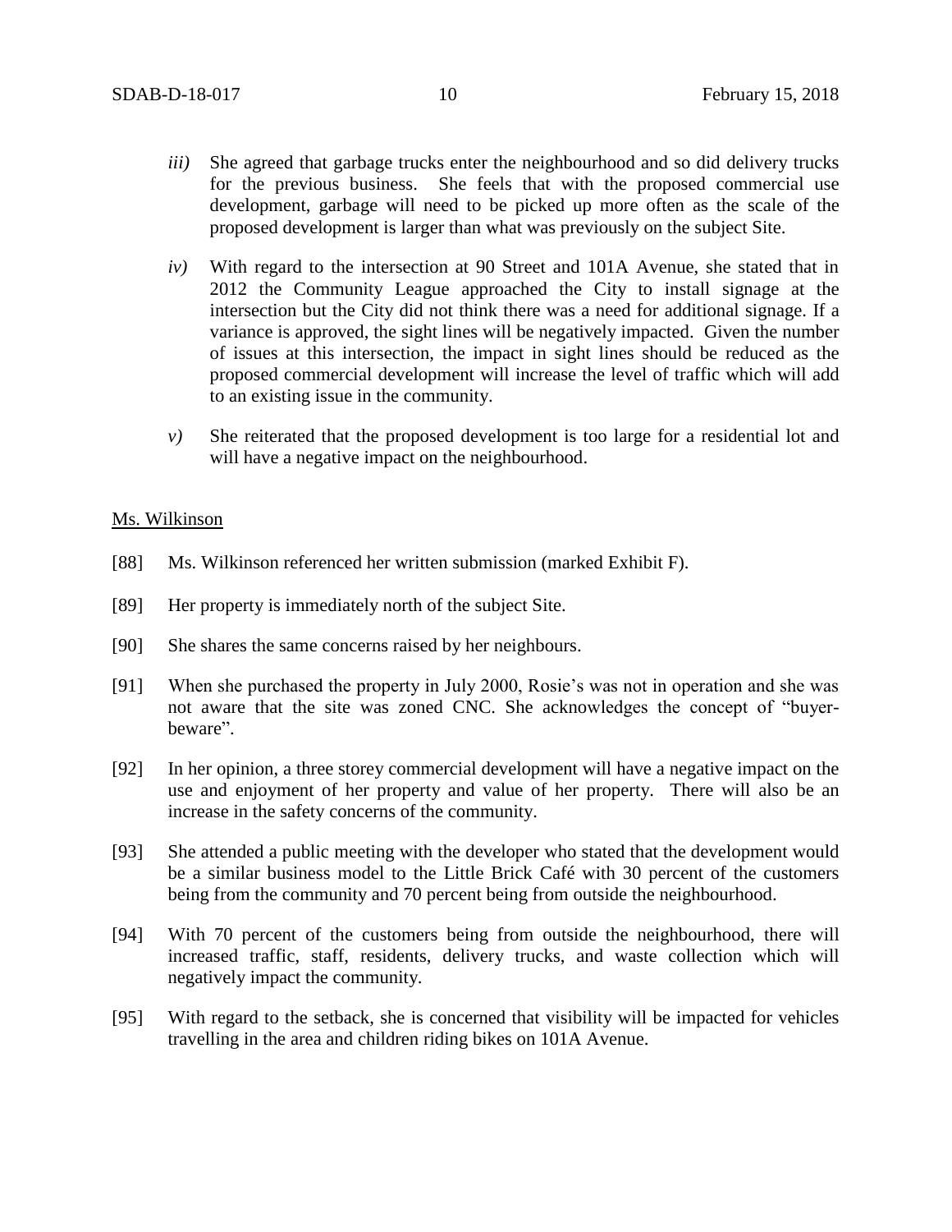*iii)* She agreed that garbage trucks enter the neighbourhood and so did delivery trucks for the previous business. She feels that with the proposed commercial use development, garbage will need to be picked up more often as the scale of the proposed development is larger than what was previously on the subject Site.

*iv)* With regard to the intersection at 90 Street and 101A Avenue, she stated that in 2012 the Community League approached the City to install signage at the intersection but the City did not think there was a need for additional signage. If a variance is approved, the sight lines will be negatively impacted. Given the number of issues at this intersection, the impact in sight lines should be reduced as the proposed commercial development will increase the level of traffic which will add to an existing issue in the community.

*v)* She reiterated that the proposed development is too large for a residential lot and will have a negative impact on the neighbourhood.

<u>Ms. Wilkinson</u>

[88] Ms. Wilkinson referenced her written submission (marked Exhibit F).

[89] Her property is immediately north of the subject Site.

[90] She shares the same concerns raised by her neighbours.

[91] When she purchased the property in July 2000, Rosie's was not in operation and she was not aware that the site was zoned CNC. She acknowledges the concept of "buyer-beware".

[92] In her opinion, a three storey commercial development will have a negative impact on the use and enjoyment of her property and value of her property. There will also be an increase in the safety concerns of the community.

[93] She attended a public meeting with the developer who stated that the development would be a similar business model to the Little Brick Café with 30 percent of the customers being from the community and 70 percent being from outside the neighbourhood.

[94] With 70 percent of the customers being from outside the neighbourhood, there will increased traffic, staff, residents, delivery trucks, and waste collection which will negatively impact the community.

[95] With regard to the setback, she is concerned that visibility will be impacted for vehicles travelling in the area and children riding bikes on 101A Avenue.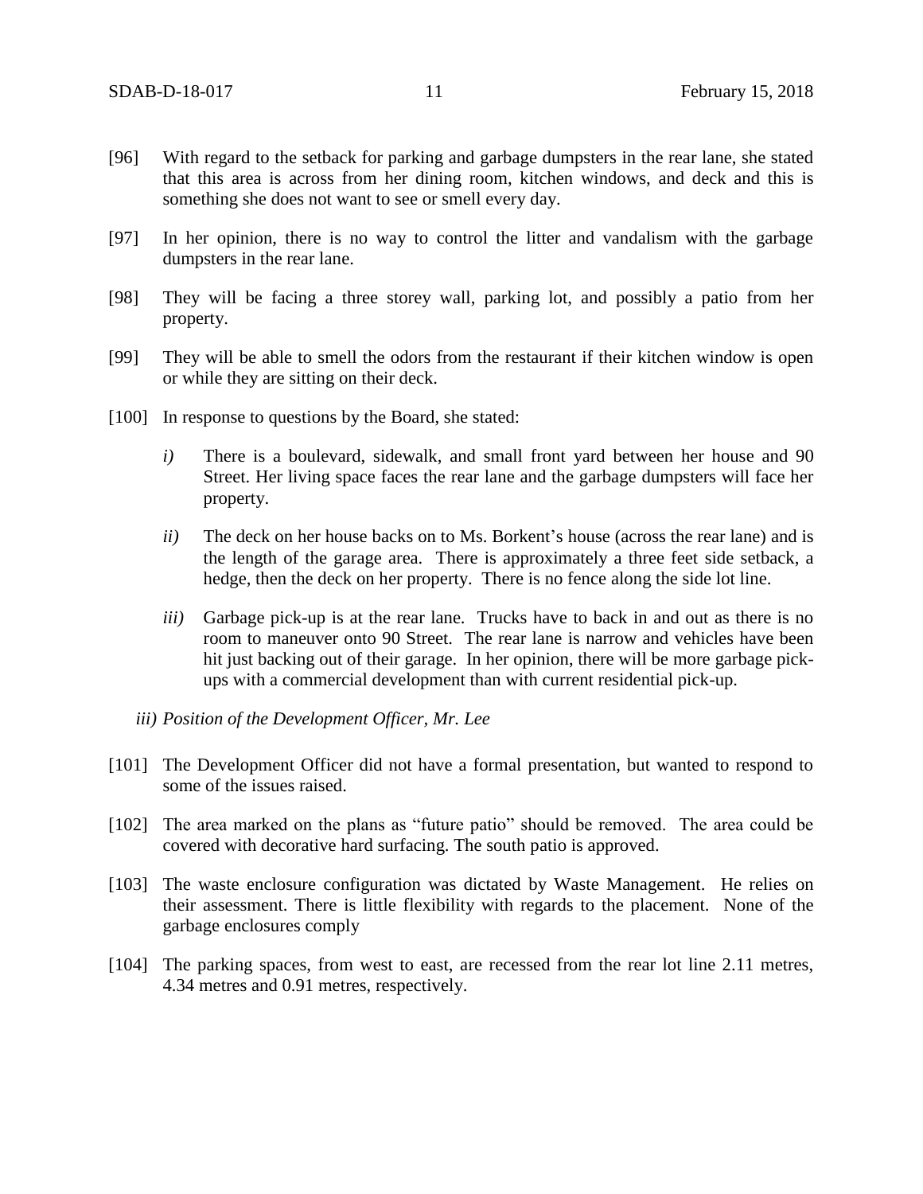[96] With regard to the setback for parking and garbage dumpsters in the rear lane, she stated that this area is across from her dining room, kitchen windows, and deck and this is something she does not want to see or smell every day.

[97] In her opinion, there is no way to control the litter and vandalism with the garbage dumpsters in the rear lane.

[98] They will be facing a three storey wall, parking lot, and possibly a patio from her property.

[99] They will be able to smell the odors from the restaurant if their kitchen window is open or while they are sitting on their deck.

[100] In response to questions by the Board, she stated:

*i)* There is a boulevard, sidewalk, and small front yard between her house and 90 Street. Her living space faces the rear lane and the garbage dumpsters will face her property.

*ii)* The deck on her house backs on to Ms. Borkent's house (across the rear lane) and is the length of the garage area. There is approximately a three feet side setback, a hedge, then the deck on her property. There is no fence along the side lot line.

*iii)* Garbage pick-up is at the rear lane. Trucks have to back in and out as there is no room to maneuver onto 90 Street. The rear lane is narrow and vehicles have been hit just backing out of their garage. In her opinion, there will be more garbage pick-ups with a commercial development than with current residential pick-up.

*iii) Position of the Development Officer, Mr. Lee*

[101] The Development Officer did not have a formal presentation, but wanted to respond to some of the issues raised.

[102] The area marked on the plans as "future patio" should be removed. The area could be covered with decorative hard surfacing. The south patio is approved.

[103] The waste enclosure configuration was dictated by Waste Management. He relies on their assessment. There is little flexibility with regards to the placement. None of the garbage enclosures comply

[104] The parking spaces, from west to east, are recessed from the rear lot line 2.11 metres, 4.34 metres and 0.91 metres, respectively.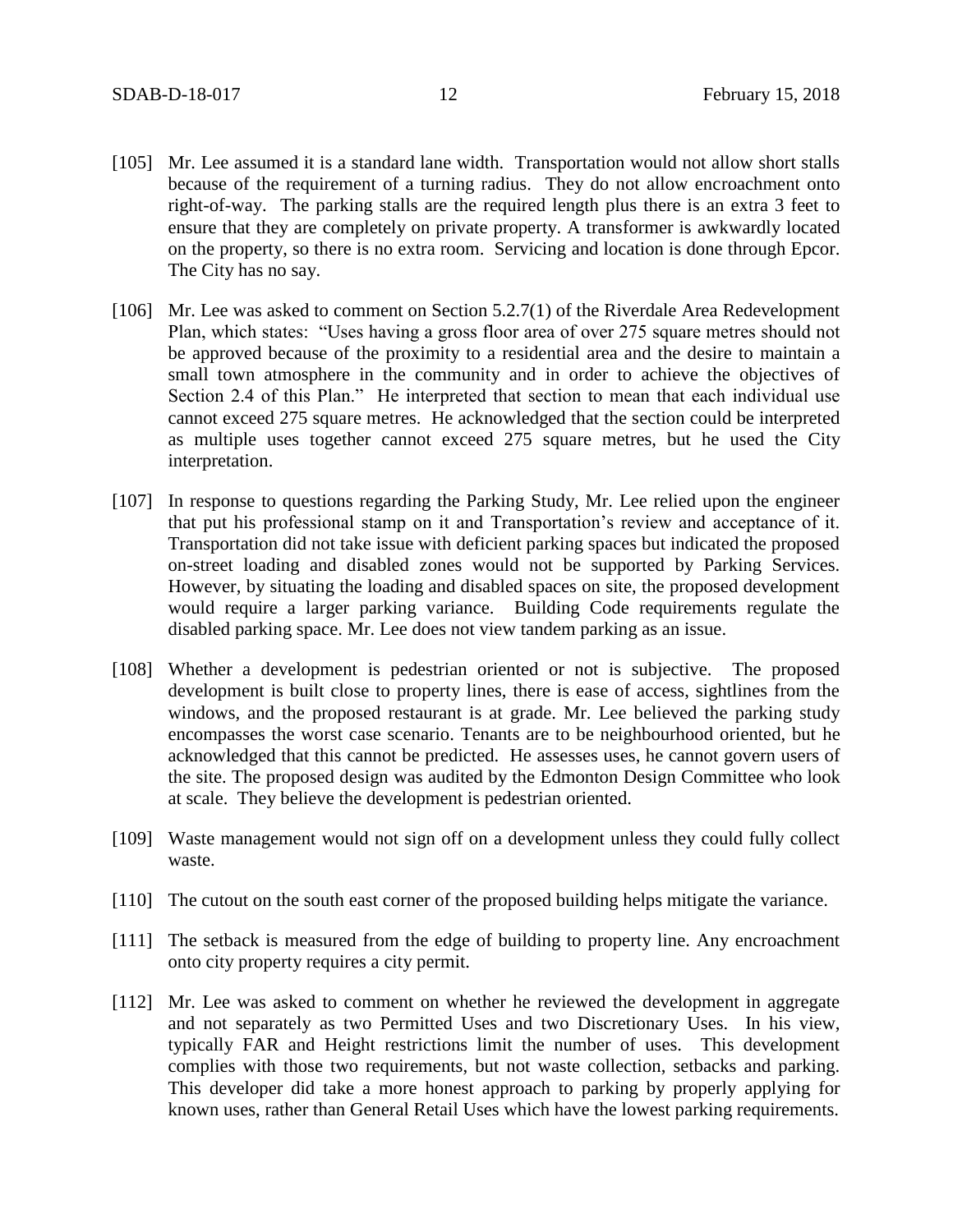[105] Mr. Lee assumed it is a standard lane width. Transportation would not allow short stalls because of the requirement of a turning radius. They do not allow encroachment onto right-of-way. The parking stalls are the required length plus there is an extra 3 feet to ensure that they are completely on private property. A transformer is awkwardly located on the property, so there is no extra room. Servicing and location is done through Epcor. The City has no say.

[106] Mr. Lee was asked to comment on Section 5.2.7(1) of the Riverdale Area Redevelopment Plan, which states: "Uses having a gross floor area of over 275 square metres should not be approved because of the proximity to a residential area and the desire to maintain a small town atmosphere in the community and in order to achieve the objectives of Section 2.4 of this Plan." He interpreted that section to mean that each individual use cannot exceed 275 square metres. He acknowledged that the section could be interpreted as multiple uses together cannot exceed 275 square metres, but he used the City interpretation.

[107] In response to questions regarding the Parking Study, Mr. Lee relied upon the engineer that put his professional stamp on it and Transportation's review and acceptance of it. Transportation did not take issue with deficient parking spaces but indicated the proposed on-street loading and disabled zones would not be supported by Parking Services. However, by situating the loading and disabled spaces on site, the proposed development would require a larger parking variance. Building Code requirements regulate the disabled parking space. Mr. Lee does not view tandem parking as an issue.

[108] Whether a development is pedestrian oriented or not is subjective. The proposed development is built close to property lines, there is ease of access, sightlines from the windows, and the proposed restaurant is at grade. Mr. Lee believed the parking study encompasses the worst case scenario. Tenants are to be neighbourhood oriented, but he acknowledged that this cannot be predicted. He assesses uses, he cannot govern users of the site. The proposed design was audited by the Edmonton Design Committee who look at scale. They believe the development is pedestrian oriented.

[109] Waste management would not sign off on a development unless they could fully collect waste.

[110] The cutout on the south east corner of the proposed building helps mitigate the variance.

[111] The setback is measured from the edge of building to property line. Any encroachment onto city property requires a city permit.

[112] Mr. Lee was asked to comment on whether he reviewed the development in aggregate and not separately as two Permitted Uses and two Discretionary Uses. In his view, typically FAR and Height restrictions limit the number of uses. This development complies with those two requirements, but not waste collection, setbacks and parking. This developer did take a more honest approach to parking by properly applying for known uses, rather than General Retail Uses which have the lowest parking requirements.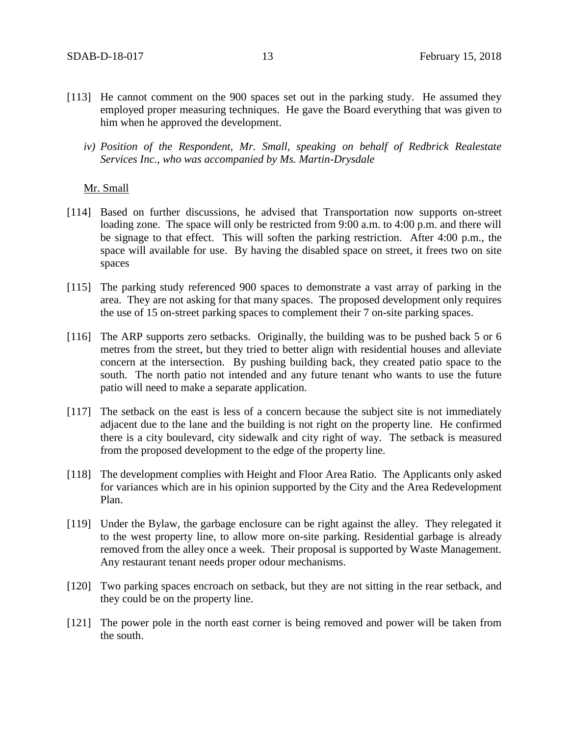[113] He cannot comment on the 900 spaces set out in the parking study. He assumed they employed proper measuring techniques. He gave the Board everything that was given to him when he approved the development.

*iv) Position of the Respondent, Mr. Small, speaking on behalf of Redbrick Realestate Services Inc., who was accompanied by Ms. Martin-Drysdale*

Mr. Small

[114] Based on further discussions, he advised that Transportation now supports on-street loading zone. The space will only be restricted from 9:00 a.m. to 4:00 p.m. and there will be signage to that effect. This will soften the parking restriction. After 4:00 p.m., the space will available for use. By having the disabled space on street, it frees two on site spaces

[115] The parking study referenced 900 spaces to demonstrate a vast array of parking in the area. They are not asking for that many spaces. The proposed development only requires the use of 15 on-street parking spaces to complement their 7 on-site parking spaces.

[116] The ARP supports zero setbacks. Originally, the building was to be pushed back 5 or 6 metres from the street, but they tried to better align with residential houses and alleviate concern at the intersection. By pushing building back, they created patio space to the south. The north patio not intended and any future tenant who wants to use the future patio will need to make a separate application.

[117] The setback on the east is less of a concern because the subject site is not immediately adjacent due to the lane and the building is not right on the property line. He confirmed there is a city boulevard, city sidewalk and city right of way. The setback is measured from the proposed development to the edge of the property line.

[118] The development complies with Height and Floor Area Ratio. The Applicants only asked for variances which are in his opinion supported by the City and the Area Redevelopment Plan.

[119] Under the Bylaw, the garbage enclosure can be right against the alley. They relegated it to the west property line, to allow more on-site parking. Residential garbage is already removed from the alley once a week. Their proposal is supported by Waste Management. Any restaurant tenant needs proper odour mechanisms.

[120] Two parking spaces encroach on setback, but they are not sitting in the rear setback, and they could be on the property line.

[121] The power pole in the north east corner is being removed and power will be taken from the south.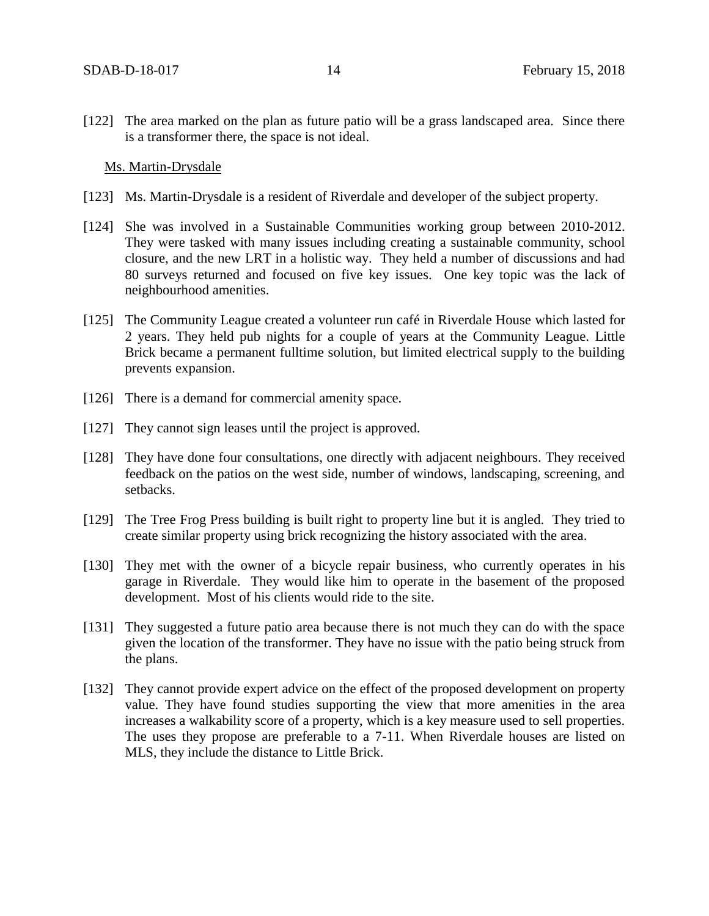[122] The area marked on the plan as future patio will be a grass landscaped area. Since there is a transformer there, the space is not ideal.

Ms. Martin-Drysdale

[123] Ms. Martin-Drysdale is a resident of Riverdale and developer of the subject property.

[124] She was involved in a Sustainable Communities working group between 2010-2012. They were tasked with many issues including creating a sustainable community, school closure, and the new LRT in a holistic way. They held a number of discussions and had 80 surveys returned and focused on five key issues. One key topic was the lack of neighbourhood amenities.

[125] The Community League created a volunteer run café in Riverdale House which lasted for 2 years. They held pub nights for a couple of years at the Community League. Little Brick became a permanent fulltime solution, but limited electrical supply to the building prevents expansion.

[126] There is a demand for commercial amenity space.

[127] They cannot sign leases until the project is approved.

[128] They have done four consultations, one directly with adjacent neighbours. They received feedback on the patios on the west side, number of windows, landscaping, screening, and setbacks.

[129] The Tree Frog Press building is built right to property line but it is angled. They tried to create similar property using brick recognizing the history associated with the area.

[130] They met with the owner of a bicycle repair business, who currently operates in his garage in Riverdale. They would like him to operate in the basement of the proposed development. Most of his clients would ride to the site.

[131] They suggested a future patio area because there is not much they can do with the space given the location of the transformer. They have no issue with the patio being struck from the plans.

[132] They cannot provide expert advice on the effect of the proposed development on property value. They have found studies supporting the view that more amenities in the area increases a walkability score of a property, which is a key measure used to sell properties. The uses they propose are preferable to a 7-11. When Riverdale houses are listed on MLS, they include the distance to Little Brick.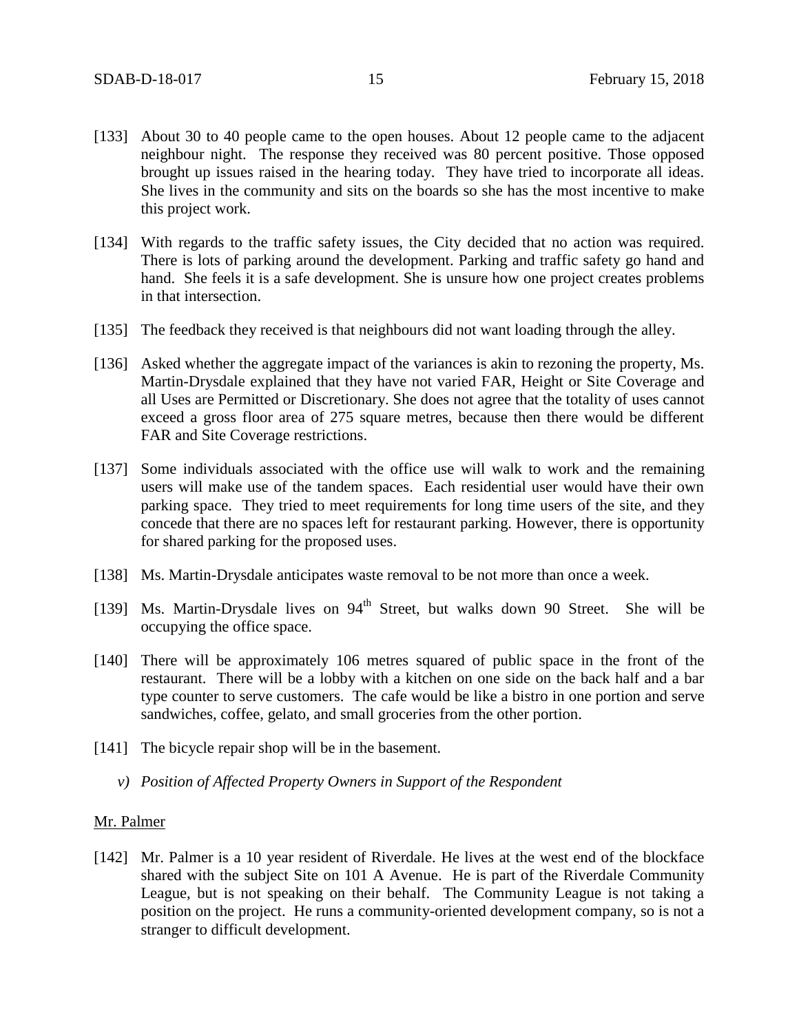[133] About 30 to 40 people came to the open houses. About 12 people came to the adjacent neighbour night. The response they received was 80 percent positive. Those opposed brought up issues raised in the hearing today. They have tried to incorporate all ideas. She lives in the community and sits on the boards so she has the most incentive to make this project work.

[134] With regards to the traffic safety issues, the City decided that no action was required. There is lots of parking around the development. Parking and traffic safety go hand and hand. She feels it is a safe development. She is unsure how one project creates problems in that intersection.

[135] The feedback they received is that neighbours did not want loading through the alley.

[136] Asked whether the aggregate impact of the variances is akin to rezoning the property, Ms. Martin-Drysdale explained that they have not varied FAR, Height or Site Coverage and all Uses are Permitted or Discretionary. She does not agree that the totality of uses cannot exceed a gross floor area of 275 square metres, because then there would be different FAR and Site Coverage restrictions.

[137] Some individuals associated with the office use will walk to work and the remaining users will make use of the tandem spaces. Each residential user would have their own parking space. They tried to meet requirements for long time users of the site, and they concede that there are no spaces left for restaurant parking. However, there is opportunity for shared parking for the proposed uses.

[138] Ms. Martin-Drysdale anticipates waste removal to be not more than once a week.

[139] Ms. Martin-Drysdale lives on 94th Street, but walks down 90 Street. She will be occupying the office space.

[140] There will be approximately 106 metres squared of public space in the front of the restaurant. There will be a lobby with a kitchen on one side on the back half and a bar type counter to serve customers. The cafe would be like a bistro in one portion and serve sandwiches, coffee, gelato, and small groceries from the other portion.

[141] The bicycle repair shop will be in the basement.

*v) Position of Affected Property Owners in Support of the Respondent*

Mr. Palmer

[142] Mr. Palmer is a 10 year resident of Riverdale. He lives at the west end of the blockface shared with the subject Site on 101 A Avenue. He is part of the Riverdale Community League, but is not speaking on their behalf. The Community League is not taking a position on the project. He runs a community-oriented development company, so is not a stranger to difficult development.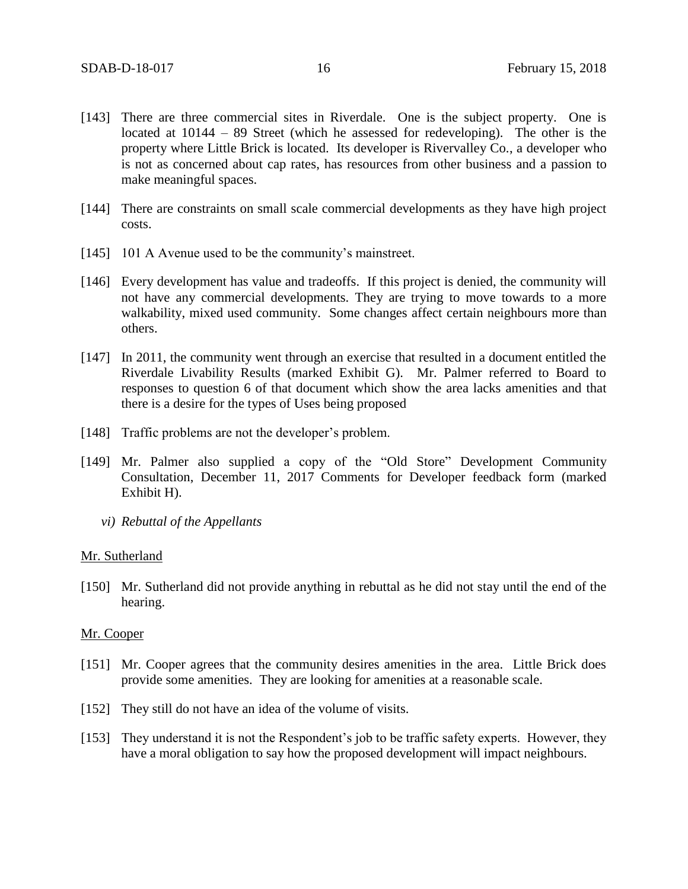[143] There are three commercial sites in Riverdale. One is the subject property. One is located at 10144 – 89 Street (which he assessed for redeveloping). The other is the property where Little Brick is located. Its developer is Rivervalley Co., a developer who is not as concerned about cap rates, has resources from other business and a passion to make meaningful spaces.

[144] There are constraints on small scale commercial developments as they have high project costs.

[145] 101 A Avenue used to be the community's mainstreet.

[146] Every development has value and tradeoffs. If this project is denied, the community will not have any commercial developments. They are trying to move towards to a more walkability, mixed used community. Some changes affect certain neighbours more than others.

[147] In 2011, the community went through an exercise that resulted in a document entitled the Riverdale Livability Results (marked Exhibit G). Mr. Palmer referred to Board to responses to question 6 of that document which show the area lacks amenities and that there is a desire for the types of Uses being proposed

[148] Traffic problems are not the developer's problem.

[149] Mr. Palmer also supplied a copy of the "Old Store" Development Community Consultation, December 11, 2017 Comments for Developer feedback form (marked Exhibit H).

*vi) Rebuttal of the Appellants*

Mr. Sutherland

[150] Mr. Sutherland did not provide anything in rebuttal as he did not stay until the end of the hearing.

Mr. Cooper

[151] Mr. Cooper agrees that the community desires amenities in the area. Little Brick does provide some amenities. They are looking for amenities at a reasonable scale.

[152] They still do not have an idea of the volume of visits.

[153] They understand it is not the Respondent's job to be traffic safety experts. However, they have a moral obligation to say how the proposed development will impact neighbours.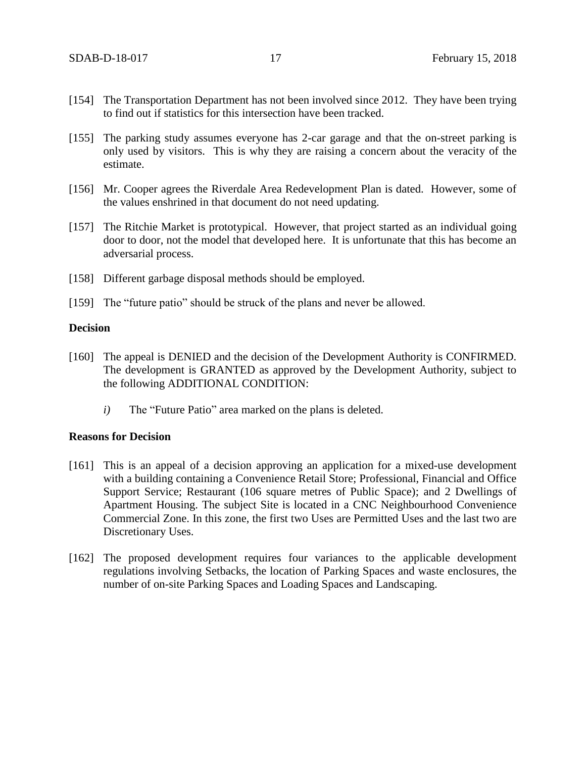[154] The Transportation Department has not been involved since 2012. They have been trying to find out if statistics for this intersection have been tracked.

[155] The parking study assumes everyone has 2-car garage and that the on-street parking is only used by visitors. This is why they are raising a concern about the veracity of the estimate.

[156] Mr. Cooper agrees the Riverdale Area Redevelopment Plan is dated. However, some of the values enshrined in that document do not need updating.

[157] The Ritchie Market is prototypical. However, that project started as an individual going door to door, not the model that developed here. It is unfortunate that this has become an adversarial process.

[158] Different garbage disposal methods should be employed.

[159] The "future patio" should be struck of the plans and never be allowed.

**Decision**

[160] The appeal is DENIED and the decision of the Development Authority is CONFIRMED. The development is GRANTED as approved by the Development Authority, subject to the following ADDITIONAL CONDITION:

*i)* The "Future Patio" area marked on the plans is deleted.

**Reasons for Decision**

[161] This is an appeal of a decision approving an application for a mixed-use development with a building containing a Convenience Retail Store; Professional, Financial and Office Support Service; Restaurant (106 square metres of Public Space); and 2 Dwellings of Apartment Housing. The subject Site is located in a CNC Neighbourhood Convenience Commercial Zone. In this zone, the first two Uses are Permitted Uses and the last two are Discretionary Uses.

[162] The proposed development requires four variances to the applicable development regulations involving Setbacks, the location of Parking Spaces and waste enclosures, the number of on-site Parking Spaces and Loading Spaces and Landscaping.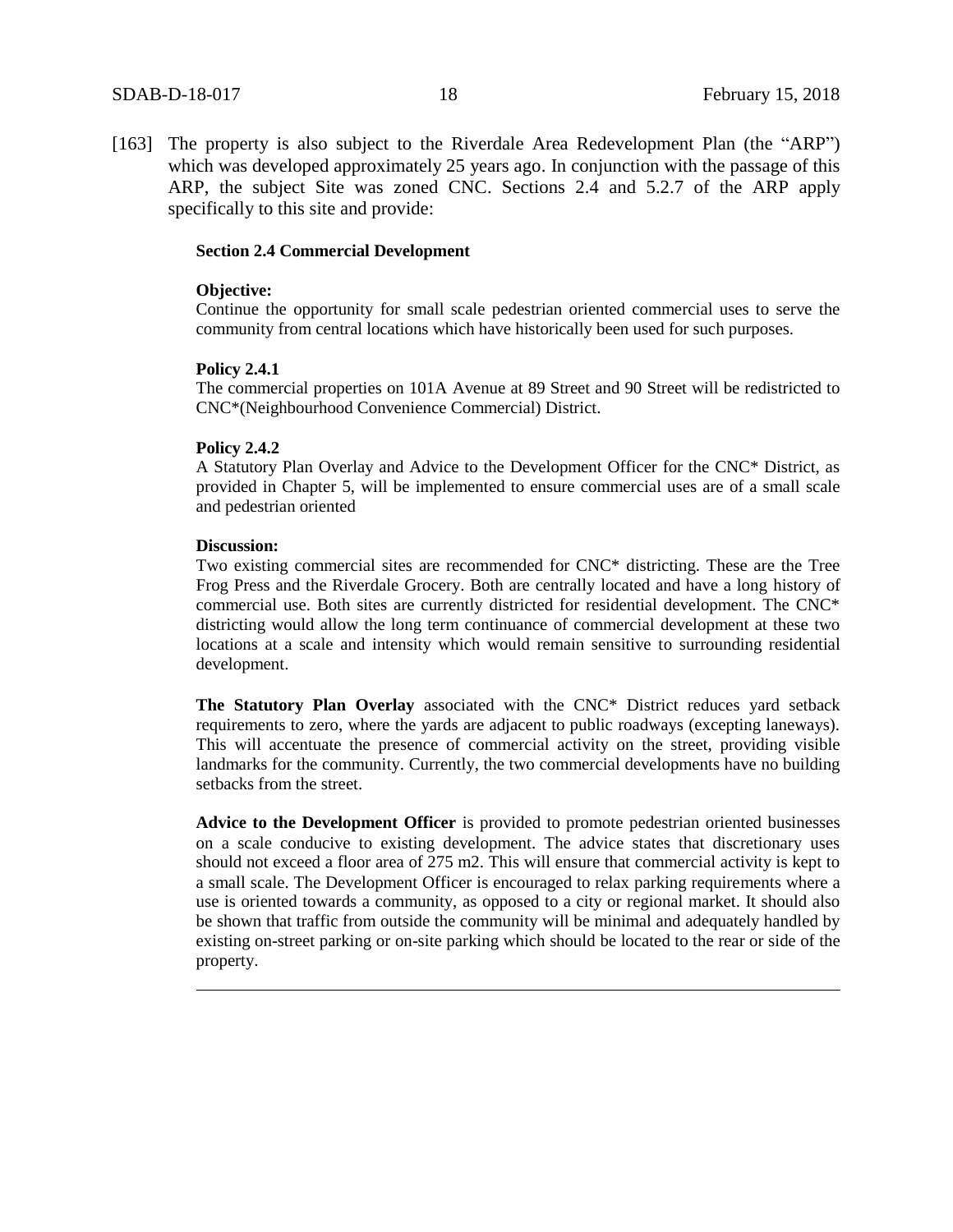[163] The property is also subject to the Riverdale Area Redevelopment Plan (the "ARP") which was developed approximately 25 years ago. In conjunction with the passage of this ARP, the subject Site was zoned CNC. Sections 2.4 and 5.2.7 of the ARP apply specifically to this site and provide:

> **Section 2.4 Commercial Development**
>
> **Objective:**
> Continue the opportunity for small scale pedestrian oriented commercial uses to serve the community from central locations which have historically been used for such purposes.
>
> **Policy 2.4.1**
> The commercial properties on 101A Avenue at 89 Street and 90 Street will be redistricted to CNC*(Neighbourhood Convenience Commercial) District.
>
> **Policy 2.4.2**
> A Statutory Plan Overlay and Advice to the Development Officer for the CNC* District, as provided in Chapter 5, will be implemented to ensure commercial uses are of a small scale and pedestrian oriented
>
> **Discussion:**
> Two existing commercial sites are recommended for CNC* districting. These are the Tree Frog Press and the Riverdale Grocery. Both are centrally located and have a long history of commercial use. Both sites are currently districted for residential development. The CNC* districting would allow the long term continuance of commercial development at these two locations at a scale and intensity which would remain sensitive to surrounding residential development.
>
> **The Statutory Plan Overlay** associated with the CNC* District reduces yard setback requirements to zero, where the yards are adjacent to public roadways (excepting laneways). This will accentuate the presence of commercial activity on the street, providing visible landmarks for the community. Currently, the two commercial developments have no building setbacks from the street.
>
> **Advice to the Development Officer** is provided to promote pedestrian oriented businesses on a scale conducive to existing development. The advice states that discretionary uses should not exceed a floor area of 275 m2. This will ensure that commercial activity is kept to a small scale. The Development Officer is encouraged to relax parking requirements where a use is oriented towards a community, as opposed to a city or regional market. It should also be shown that traffic from outside the community will be minimal and adequately handled by existing on-street parking or on-site parking which should be located to the rear or side of the property.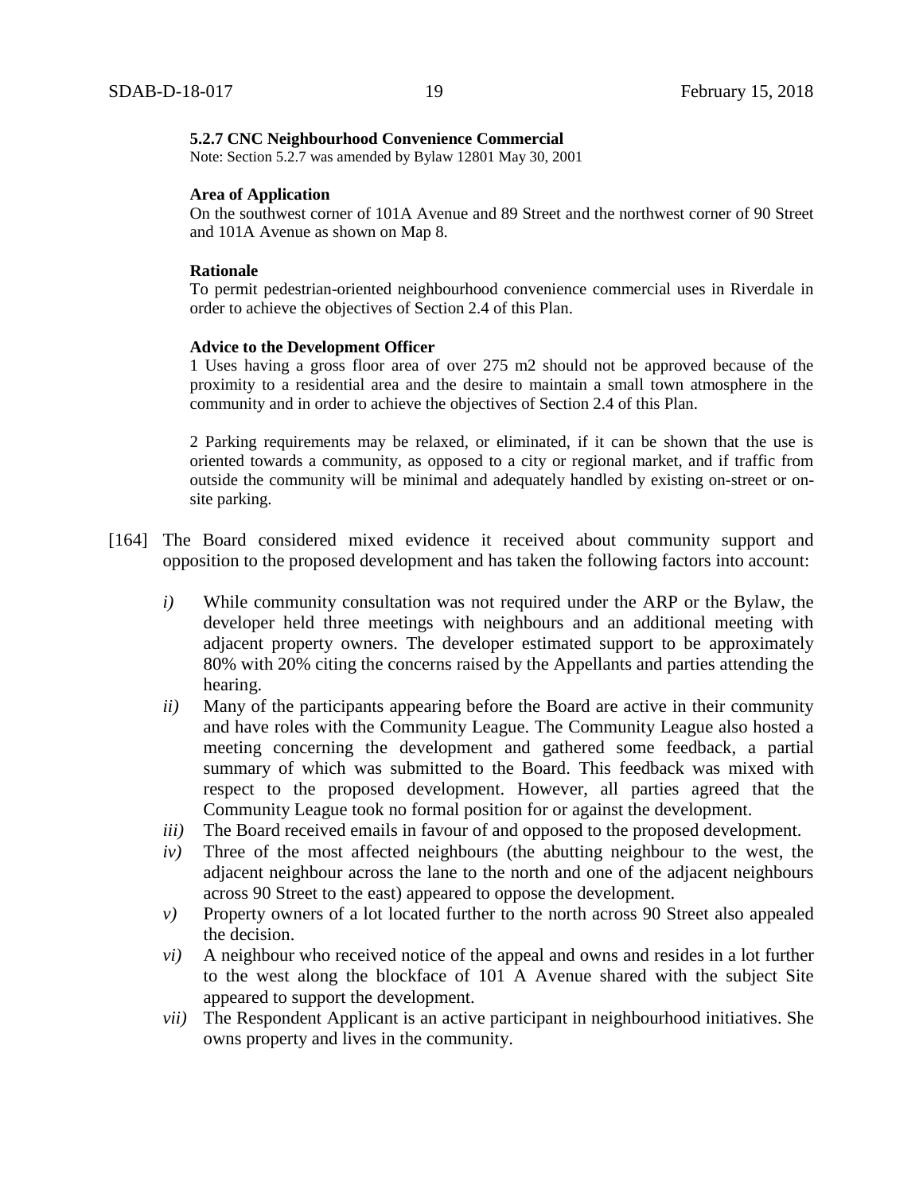**5.2.7 CNC Neighbourhood Convenience Commercial**

Note: Section 5.2.7 was amended by Bylaw 12801 May 30, 2001

**Area of Application**

On the southwest corner of 101A Avenue and 89 Street and the northwest corner of 90 Street and 101A Avenue as shown on Map 8.

**Rationale**

To permit pedestrian-oriented neighbourhood convenience commercial uses in Riverdale in order to achieve the objectives of Section 2.4 of this Plan.

**Advice to the Development Officer**

1 Uses having a gross floor area of over 275 m2 should not be approved because of the proximity to a residential area and the desire to maintain a small town atmosphere in the community and in order to achieve the objectives of Section 2.4 of this Plan.

2 Parking requirements may be relaxed, or eliminated, if it can be shown that the use is oriented towards a community, as opposed to a city or regional market, and if traffic from outside the community will be minimal and adequately handled by existing on-street or on-site parking.

[164] The Board considered mixed evidence it received about community support and opposition to the proposed development and has taken the following factors into account:

*i)* While community consultation was not required under the ARP or the Bylaw, the developer held three meetings with neighbours and an additional meeting with adjacent property owners. The developer estimated support to be approximately 80% with 20% citing the concerns raised by the Appellants and parties attending the hearing.

*ii)* Many of the participants appearing before the Board are active in their community and have roles with the Community League. The Community League also hosted a meeting concerning the development and gathered some feedback, a partial summary of which was submitted to the Board. This feedback was mixed with respect to the proposed development. However, all parties agreed that the Community League took no formal position for or against the development.

*iii)* The Board received emails in favour of and opposed to the proposed development.

*iv)* Three of the most affected neighbours (the abutting neighbour to the west, the adjacent neighbour across the lane to the north and one of the adjacent neighbours across 90 Street to the east) appeared to oppose the development.

*v)* Property owners of a lot located further to the north across 90 Street also appealed the decision.

*vi)* A neighbour who received notice of the appeal and owns and resides in a lot further to the west along the blockface of 101 A Avenue shared with the subject Site appeared to support the development.

*vii)* The Respondent Applicant is an active participant in neighbourhood initiatives. She owns property and lives in the community.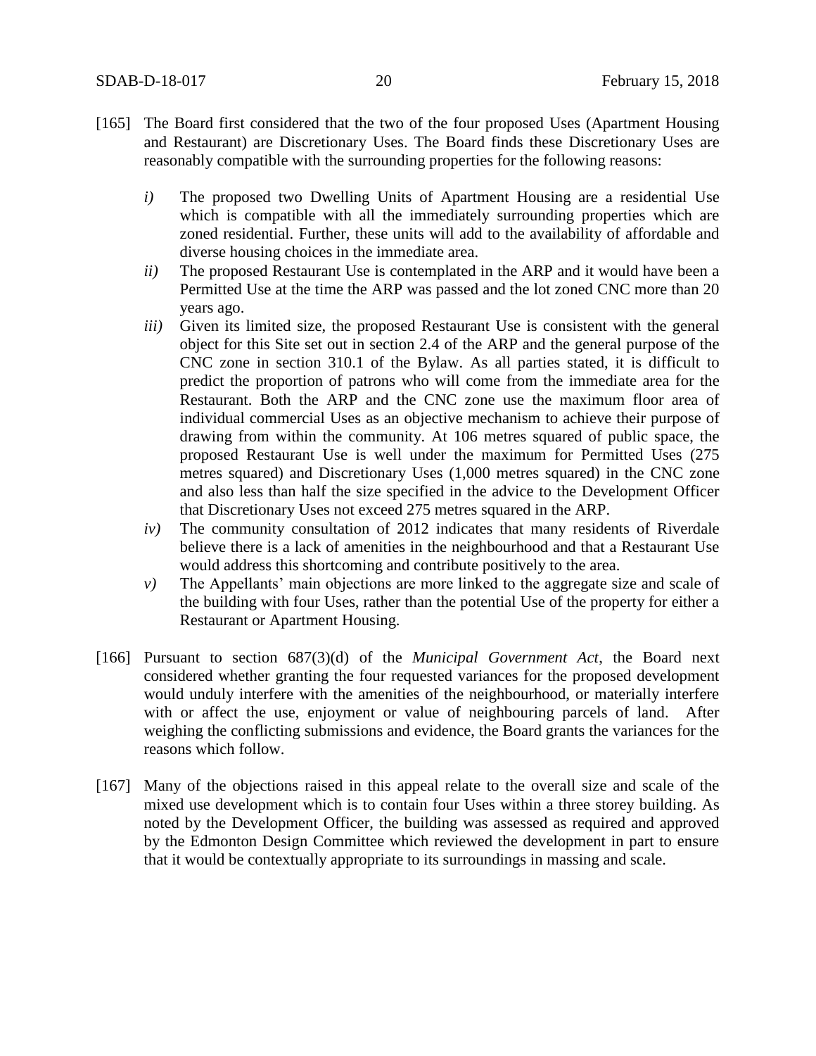[165] The Board first considered that the two of the four proposed Uses (Apartment Housing and Restaurant) are Discretionary Uses. The Board finds these Discretionary Uses are reasonably compatible with the surrounding properties for the following reasons:

*i)* The proposed two Dwelling Units of Apartment Housing are a residential Use which is compatible with all the immediately surrounding properties which are zoned residential. Further, these units will add to the availability of affordable and diverse housing choices in the immediate area.

*ii)* The proposed Restaurant Use is contemplated in the ARP and it would have been a Permitted Use at the time the ARP was passed and the lot zoned CNC more than 20 years ago.

*iii)* Given its limited size, the proposed Restaurant Use is consistent with the general object for this Site set out in section 2.4 of the ARP and the general purpose of the CNC zone in section 310.1 of the Bylaw. As all parties stated, it is difficult to predict the proportion of patrons who will come from the immediate area for the Restaurant. Both the ARP and the CNC zone use the maximum floor area of individual commercial Uses as an objective mechanism to achieve their purpose of drawing from within the community. At 106 metres squared of public space, the proposed Restaurant Use is well under the maximum for Permitted Uses (275 metres squared) and Discretionary Uses (1,000 metres squared) in the CNC zone and also less than half the size specified in the advice to the Development Officer that Discretionary Uses not exceed 275 metres squared in the ARP.

*iv)* The community consultation of 2012 indicates that many residents of Riverdale believe there is a lack of amenities in the neighbourhood and that a Restaurant Use would address this shortcoming and contribute positively to the area.

*v)* The Appellants' main objections are more linked to the aggregate size and scale of the building with four Uses, rather than the potential Use of the property for either a Restaurant or Apartment Housing.

[166] Pursuant to section 687(3)(d) of the *Municipal Government Act*, the Board next considered whether granting the four requested variances for the proposed development would unduly interfere with the amenities of the neighbourhood, or materially interfere with or affect the use, enjoyment or value of neighbouring parcels of land. After weighing the conflicting submissions and evidence, the Board grants the variances for the reasons which follow.

[167] Many of the objections raised in this appeal relate to the overall size and scale of the mixed use development which is to contain four Uses within a three storey building. As noted by the Development Officer, the building was assessed as required and approved by the Edmonton Design Committee which reviewed the development in part to ensure that it would be contextually appropriate to its surroundings in massing and scale.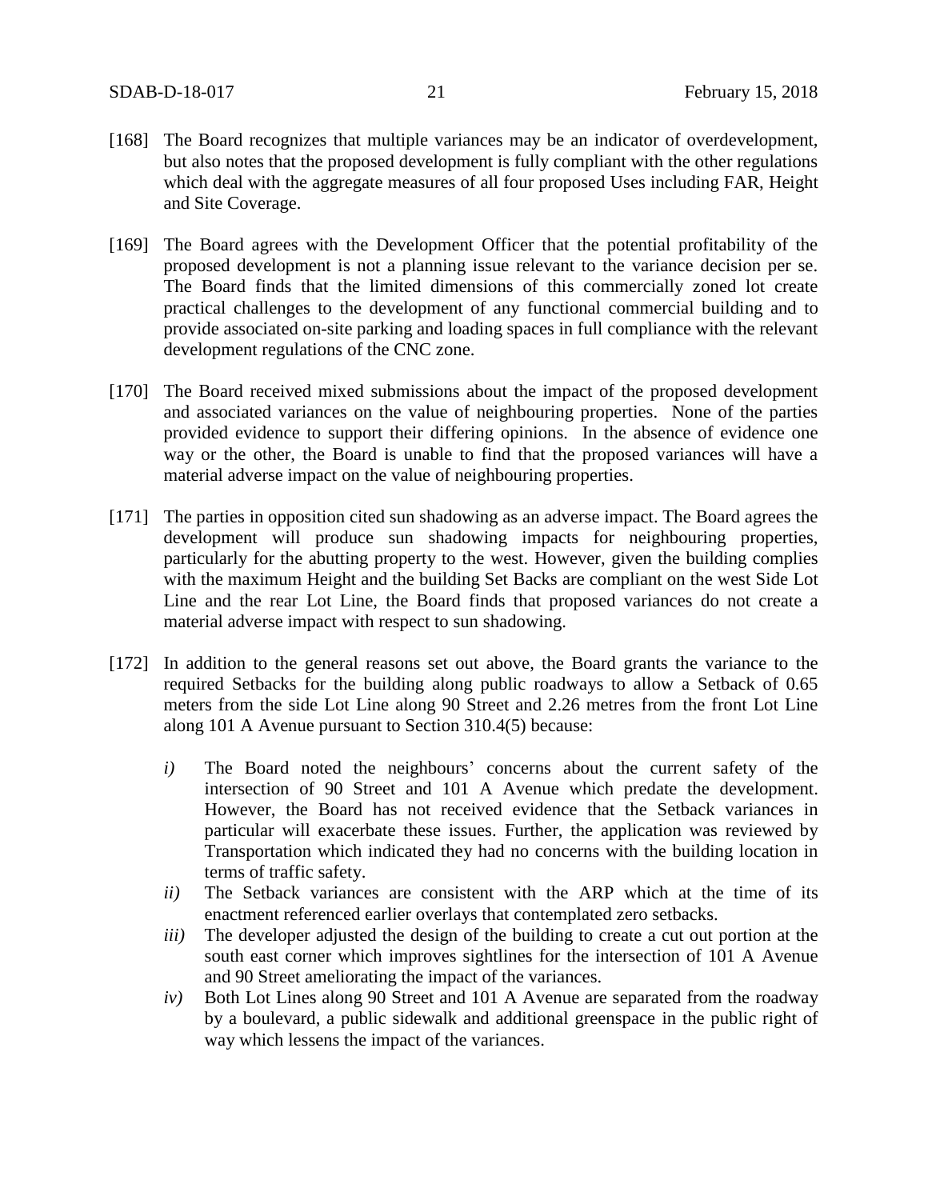[168] The Board recognizes that multiple variances may be an indicator of overdevelopment, but also notes that the proposed development is fully compliant with the other regulations which deal with the aggregate measures of all four proposed Uses including FAR, Height and Site Coverage.

[169] The Board agrees with the Development Officer that the potential profitability of the proposed development is not a planning issue relevant to the variance decision per se. The Board finds that the limited dimensions of this commercially zoned lot create practical challenges to the development of any functional commercial building and to provide associated on-site parking and loading spaces in full compliance with the relevant development regulations of the CNC zone.

[170] The Board received mixed submissions about the impact of the proposed development and associated variances on the value of neighbouring properties. None of the parties provided evidence to support their differing opinions. In the absence of evidence one way or the other, the Board is unable to find that the proposed variances will have a material adverse impact on the value of neighbouring properties.

[171] The parties in opposition cited sun shadowing as an adverse impact. The Board agrees the development will produce sun shadowing impacts for neighbouring properties, particularly for the abutting property to the west. However, given the building complies with the maximum Height and the building Set Backs are compliant on the west Side Lot Line and the rear Lot Line, the Board finds that proposed variances do not create a material adverse impact with respect to sun shadowing.

[172] In addition to the general reasons set out above, the Board grants the variance to the required Setbacks for the building along public roadways to allow a Setback of 0.65 meters from the side Lot Line along 90 Street and 2.26 metres from the front Lot Line along 101 A Avenue pursuant to Section 310.4(5) because:

*i)* The Board noted the neighbours' concerns about the current safety of the intersection of 90 Street and 101 A Avenue which predate the development. However, the Board has not received evidence that the Setback variances in particular will exacerbate these issues. Further, the application was reviewed by Transportation which indicated they had no concerns with the building location in terms of traffic safety.

*ii)* The Setback variances are consistent with the ARP which at the time of its enactment referenced earlier overlays that contemplated zero setbacks.

*iii)* The developer adjusted the design of the building to create a cut out portion at the south east corner which improves sightlines for the intersection of 101 A Avenue and 90 Street ameliorating the impact of the variances.

*iv)* Both Lot Lines along 90 Street and 101 A Avenue are separated from the roadway by a boulevard, a public sidewalk and additional greenspace in the public right of way which lessens the impact of the variances.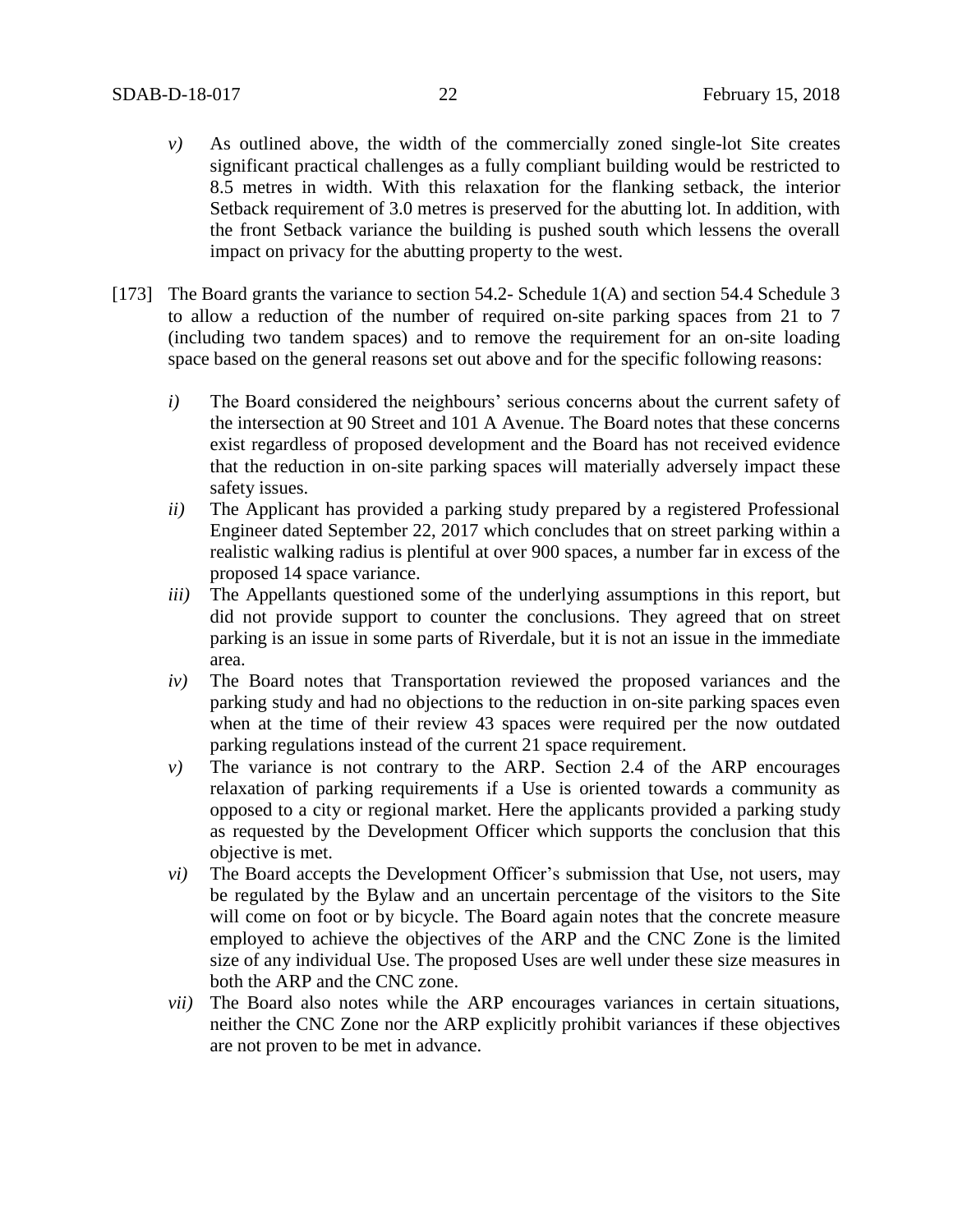*v)* As outlined above, the width of the commercially zoned single-lot Site creates significant practical challenges as a fully compliant building would be restricted to 8.5 metres in width. With this relaxation for the flanking setback, the interior Setback requirement of 3.0 metres is preserved for the abutting lot. In addition, with the front Setback variance the building is pushed south which lessens the overall impact on privacy for the abutting property to the west.

[173] The Board grants the variance to section 54.2- Schedule 1(A) and section 54.4 Schedule 3 to allow a reduction of the number of required on-site parking spaces from 21 to 7 (including two tandem spaces) and to remove the requirement for an on-site loading space based on the general reasons set out above and for the specific following reasons:

*i)* The Board considered the neighbours' serious concerns about the current safety of the intersection at 90 Street and 101 A Avenue. The Board notes that these concerns exist regardless of proposed development and the Board has not received evidence that the reduction in on-site parking spaces will materially adversely impact these safety issues.

*ii)* The Applicant has provided a parking study prepared by a registered Professional Engineer dated September 22, 2017 which concludes that on street parking within a realistic walking radius is plentiful at over 900 spaces, a number far in excess of the proposed 14 space variance.

*iii)* The Appellants questioned some of the underlying assumptions in this report, but did not provide support to counter the conclusions. They agreed that on street parking is an issue in some parts of Riverdale, but it is not an issue in the immediate area.

*iv)* The Board notes that Transportation reviewed the proposed variances and the parking study and had no objections to the reduction in on-site parking spaces even when at the time of their review 43 spaces were required per the now outdated parking regulations instead of the current 21 space requirement.

*v)* The variance is not contrary to the ARP. Section 2.4 of the ARP encourages relaxation of parking requirements if a Use is oriented towards a community as opposed to a city or regional market. Here the applicants provided a parking study as requested by the Development Officer which supports the conclusion that this objective is met.

*vi)* The Board accepts the Development Officer's submission that Use, not users, may be regulated by the Bylaw and an uncertain percentage of the visitors to the Site will come on foot or by bicycle. The Board again notes that the concrete measure employed to achieve the objectives of the ARP and the CNC Zone is the limited size of any individual Use. The proposed Uses are well under these size measures in both the ARP and the CNC zone.

*vii)* The Board also notes while the ARP encourages variances in certain situations, neither the CNC Zone nor the ARP explicitly prohibit variances if these objectives are not proven to be met in advance.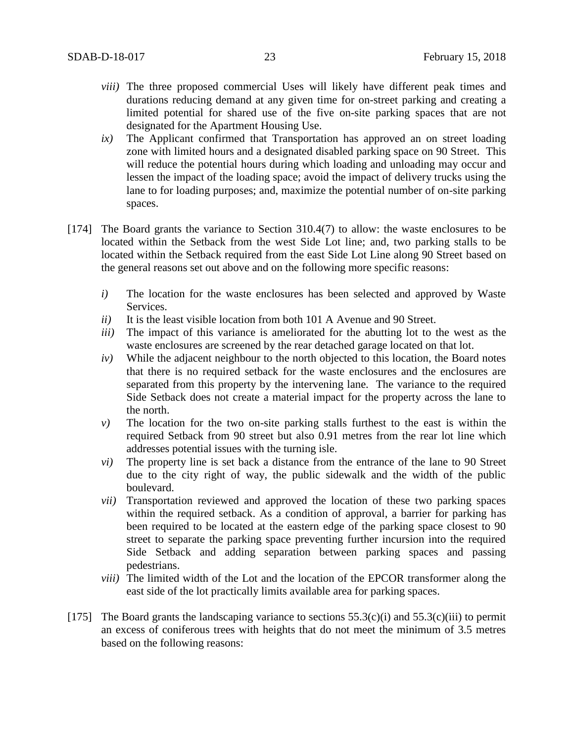*viii)* The three proposed commercial Uses will likely have different peak times and durations reducing demand at any given time for on-street parking and creating a limited potential for shared use of the five on-site parking spaces that are not designated for the Apartment Housing Use.

*ix)* The Applicant confirmed that Transportation has approved an on street loading zone with limited hours and a designated disabled parking space on 90 Street. This will reduce the potential hours during which loading and unloading may occur and lessen the impact of the loading space; avoid the impact of delivery trucks using the lane to for loading purposes; and, maximize the potential number of on-site parking spaces.

[174] The Board grants the variance to Section 310.4(7) to allow: the waste enclosures to be located within the Setback from the west Side Lot line; and, two parking stalls to be located within the Setback required from the east Side Lot Line along 90 Street based on the general reasons set out above and on the following more specific reasons:

*i)* The location for the waste enclosures has been selected and approved by Waste Services.

*ii)* It is the least visible location from both 101 A Avenue and 90 Street.

*iii)* The impact of this variance is ameliorated for the abutting lot to the west as the waste enclosures are screened by the rear detached garage located on that lot.

*iv)* While the adjacent neighbour to the north objected to this location, the Board notes that there is no required setback for the waste enclosures and the enclosures are separated from this property by the intervening lane. The variance to the required Side Setback does not create a material impact for the property across the lane to the north.

*v)* The location for the two on-site parking stalls furthest to the east is within the required Setback from 90 street but also 0.91 metres from the rear lot line which addresses potential issues with the turning isle.

*vi)* The property line is set back a distance from the entrance of the lane to 90 Street due to the city right of way, the public sidewalk and the width of the public boulevard.

*vii)* Transportation reviewed and approved the location of these two parking spaces within the required setback. As a condition of approval, a barrier for parking has been required to be located at the eastern edge of the parking space closest to 90 street to separate the parking space preventing further incursion into the required Side Setback and adding separation between parking spaces and passing pedestrians.

*viii)* The limited width of the Lot and the location of the EPCOR transformer along the east side of the lot practically limits available area for parking spaces.

[175] The Board grants the landscaping variance to sections 55.3(c)(i) and 55.3(c)(iii) to permit an excess of coniferous trees with heights that do not meet the minimum of 3.5 metres based on the following reasons: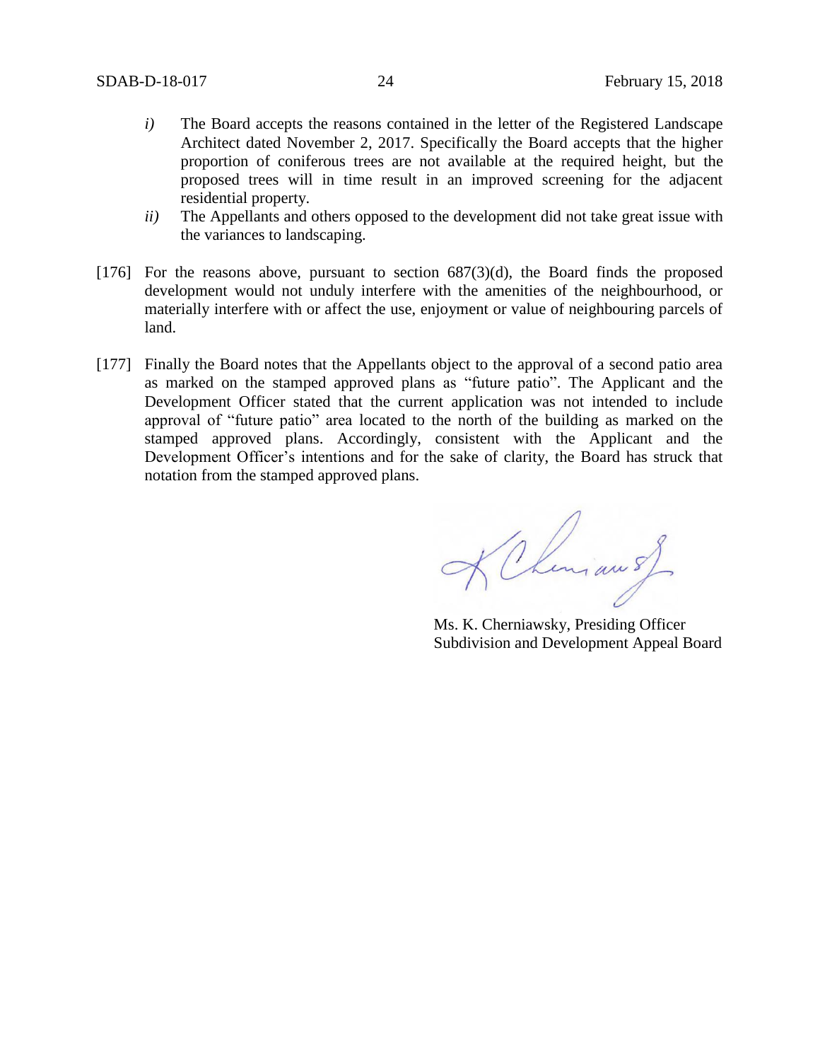*i)* The Board accepts the reasons contained in the letter of the Registered Landscape Architect dated November 2, 2017. Specifically the Board accepts that the higher proportion of coniferous trees are not available at the required height, but the proposed trees will in time result in an improved screening for the adjacent residential property.

*ii)* The Appellants and others opposed to the development did not take great issue with the variances to landscaping.

[176] For the reasons above, pursuant to section 687(3)(d), the Board finds the proposed development would not unduly interfere with the amenities of the neighbourhood, or materially interfere with or affect the use, enjoyment or value of neighbouring parcels of land.

[177] Finally the Board notes that the Appellants object to the approval of a second patio area as marked on the stamped approved plans as "future patio". The Applicant and the Development Officer stated that the current application was not intended to include approval of "future patio" area located to the north of the building as marked on the stamped approved plans. Accordingly, consistent with the Applicant and the Development Officer's intentions and for the sake of clarity, the Board has struck that notation from the stamped approved plans.

Ms. K. Cherniawsky, Presiding Officer
Subdivision and Development Appeal Board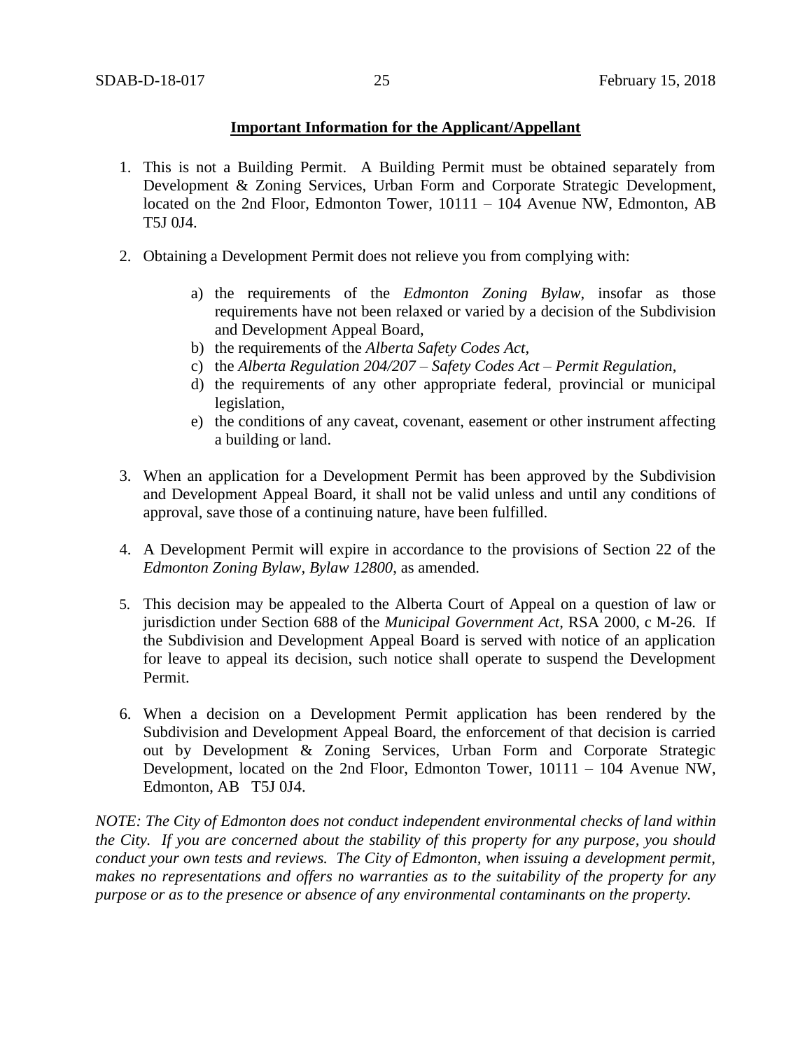**Important Information for the Applicant/Appellant**

1. This is not a Building Permit. A Building Permit must be obtained separately from Development & Zoning Services, Urban Form and Corporate Strategic Development, located on the 2nd Floor, Edmonton Tower, 10111 – 104 Avenue NW, Edmonton, AB T5J 0J4.

2. Obtaining a Development Permit does not relieve you from complying with:

    a) the requirements of the *Edmonton Zoning Bylaw*, insofar as those requirements have not been relaxed or varied by a decision of the Subdivision and Development Appeal Board,
    b) the requirements of the *Alberta Safety Codes Act*,
    c) the *Alberta Regulation 204/207 – Safety Codes Act – Permit Regulation*,
    d) the requirements of any other appropriate federal, provincial or municipal legislation,
    e) the conditions of any caveat, covenant, easement or other instrument affecting a building or land.

3. When an application for a Development Permit has been approved by the Subdivision and Development Appeal Board, it shall not be valid unless and until any conditions of approval, save those of a continuing nature, have been fulfilled.

4. A Development Permit will expire in accordance to the provisions of Section 22 of the *Edmonton Zoning Bylaw, Bylaw 12800*, as amended.

5. This decision may be appealed to the Alberta Court of Appeal on a question of law or jurisdiction under Section 688 of the *Municipal Government Act*, RSA 2000, c M-26. If the Subdivision and Development Appeal Board is served with notice of an application for leave to appeal its decision, such notice shall operate to suspend the Development Permit.

6. When a decision on a Development Permit application has been rendered by the Subdivision and Development Appeal Board, the enforcement of that decision is carried out by Development & Zoning Services, Urban Form and Corporate Strategic Development, located on the 2nd Floor, Edmonton Tower, 10111 – 104 Avenue NW, Edmonton, AB T5J 0J4.

*NOTE: The City of Edmonton does not conduct independent environmental checks of land within the City. If you are concerned about the stability of this property for any purpose, you should conduct your own tests and reviews. The City of Edmonton, when issuing a development permit, makes no representations and offers no warranties as to the suitability of the property for any purpose or as to the presence or absence of any environmental contaminants on the property.*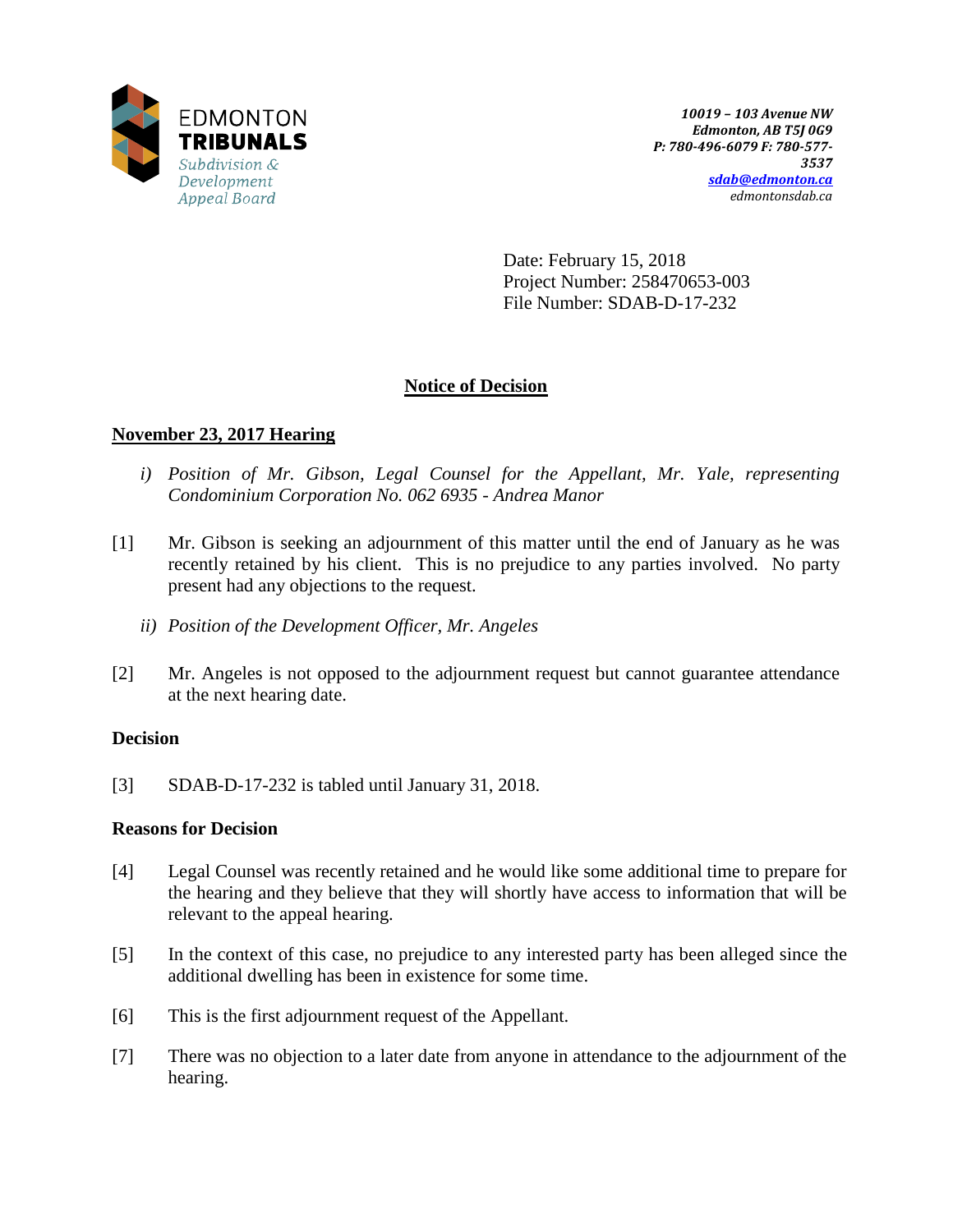EDMONTON **TRIBUNALS**
*Subdivision & Development Appeal Board*

***10019 – 103 Avenue NW***
***Edmonton, AB T5J 0G9***
***P: 780-496-6079 F: 780-577-3537***
***sdab@edmonton.ca***
*edmontonsdab.ca*

Date: February 15, 2018
Project Number: 258470653-003
File Number: SDAB-D-17-232

## **Notice of Decision**

### **November 23, 2017 Hearing**

*i) Position of Mr. Gibson, Legal Counsel for the Appellant, Mr. Yale, representing Condominium Corporation No. 062 6935 - Andrea Manor*

[1] Mr. Gibson is seeking an adjournment of this matter until the end of January as he was recently retained by his client. This is no prejudice to any parties involved. No party present had any objections to the request.

*ii) Position of the Development Officer, Mr. Angeles*

[2] Mr. Angeles is not opposed to the adjournment request but cannot guarantee attendance at the next hearing date.

**Decision**

[3] SDAB-D-17-232 is tabled until January 31, 2018.

**Reasons for Decision**

[4] Legal Counsel was recently retained and he would like some additional time to prepare for the hearing and they believe that they will shortly have access to information that will be relevant to the appeal hearing.

[5] In the context of this case, no prejudice to any interested party has been alleged since the additional dwelling has been in existence for some time.

[6] This is the first adjournment request of the Appellant.

[7] There was no objection to a later date from anyone in attendance to the adjournment of the hearing.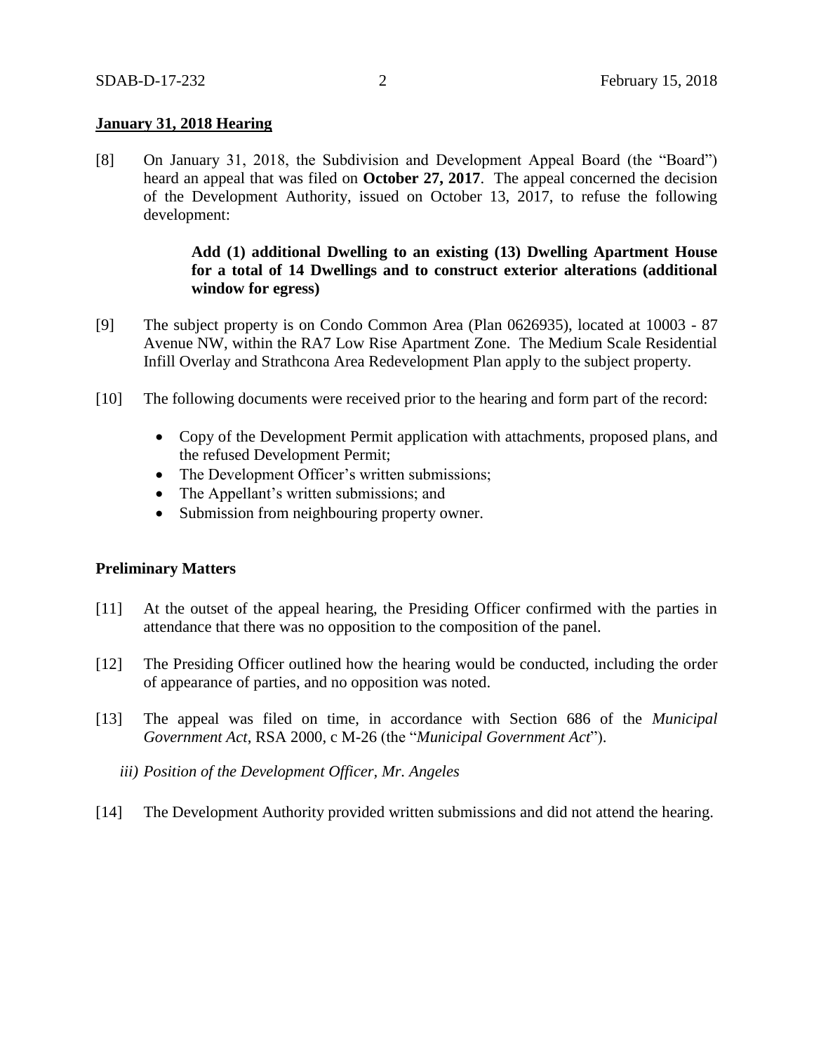**January 31, 2018 Hearing**

[8] On January 31, 2018, the Subdivision and Development Appeal Board (the "Board") heard an appeal that was filed on **October 27, 2017**. The appeal concerned the decision of the Development Authority, issued on October 13, 2017, to refuse the following development:

> **Add (1) additional Dwelling to an existing (13) Dwelling Apartment House for a total of 14 Dwellings and to construct exterior alterations (additional window for egress)**

[9] The subject property is on Condo Common Area (Plan 0626935), located at 10003 - 87 Avenue NW, within the RA7 Low Rise Apartment Zone. The Medium Scale Residential Infill Overlay and Strathcona Area Redevelopment Plan apply to the subject property.

[10] The following documents were received prior to the hearing and form part of the record:

- Copy of the Development Permit application with attachments, proposed plans, and the refused Development Permit;
- The Development Officer's written submissions;
- The Appellant's written submissions; and
- Submission from neighbouring property owner.

**Preliminary Matters**

[11] At the outset of the appeal hearing, the Presiding Officer confirmed with the parties in attendance that there was no opposition to the composition of the panel.

[12] The Presiding Officer outlined how the hearing would be conducted, including the order of appearance of parties, and no opposition was noted.

[13] The appeal was filed on time, in accordance with Section 686 of the *Municipal Government Act*, RSA 2000, c M-26 (the "*Municipal Government Act*").

*iii) Position of the Development Officer, Mr. Angeles*

[14] The Development Authority provided written submissions and did not attend the hearing.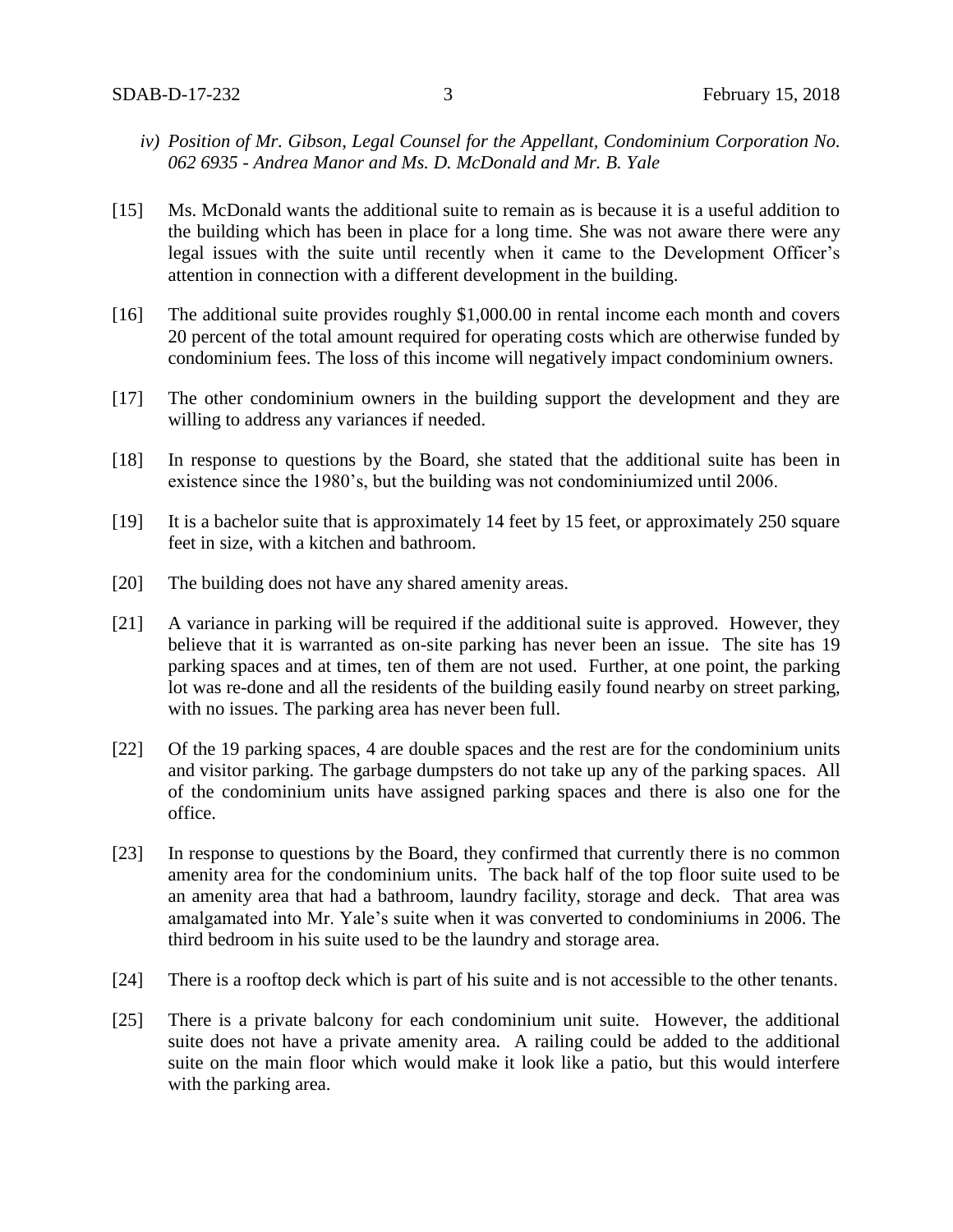*iv) Position of Mr. Gibson, Legal Counsel for the Appellant, Condominium Corporation No. 062 6935 - Andrea Manor and Ms. D. McDonald and Mr. B. Yale*

[15] Ms. McDonald wants the additional suite to remain as is because it is a useful addition to the building which has been in place for a long time. She was not aware there were any legal issues with the suite until recently when it came to the Development Officer's attention in connection with a different development in the building.

[16] The additional suite provides roughly $1,000.00 in rental income each month and covers 20 percent of the total amount required for operating costs which are otherwise funded by condominium fees. The loss of this income will negatively impact condominium owners.

[17] The other condominium owners in the building support the development and they are willing to address any variances if needed.

[18] In response to questions by the Board, she stated that the additional suite has been in existence since the 1980's, but the building was not condominiumized until 2006.

[19] It is a bachelor suite that is approximately 14 feet by 15 feet, or approximately 250 square feet in size, with a kitchen and bathroom.

[20] The building does not have any shared amenity areas.

[21] A variance in parking will be required if the additional suite is approved. However, they believe that it is warranted as on-site parking has never been an issue. The site has 19 parking spaces and at times, ten of them are not used. Further, at one point, the parking lot was re-done and all the residents of the building easily found nearby on street parking, with no issues. The parking area has never been full.

[22] Of the 19 parking spaces, 4 are double spaces and the rest are for the condominium units and visitor parking. The garbage dumpsters do not take up any of the parking spaces. All of the condominium units have assigned parking spaces and there is also one for the office.

[23] In response to questions by the Board, they confirmed that currently there is no common amenity area for the condominium units. The back half of the top floor suite used to be an amenity area that had a bathroom, laundry facility, storage and deck. That area was amalgamated into Mr. Yale's suite when it was converted to condominiums in 2006. The third bedroom in his suite used to be the laundry and storage area.

[24] There is a rooftop deck which is part of his suite and is not accessible to the other tenants.

[25] There is a private balcony for each condominium unit suite. However, the additional suite does not have a private amenity area. A railing could be added to the additional suite on the main floor which would make it look like a patio, but this would interfere with the parking area.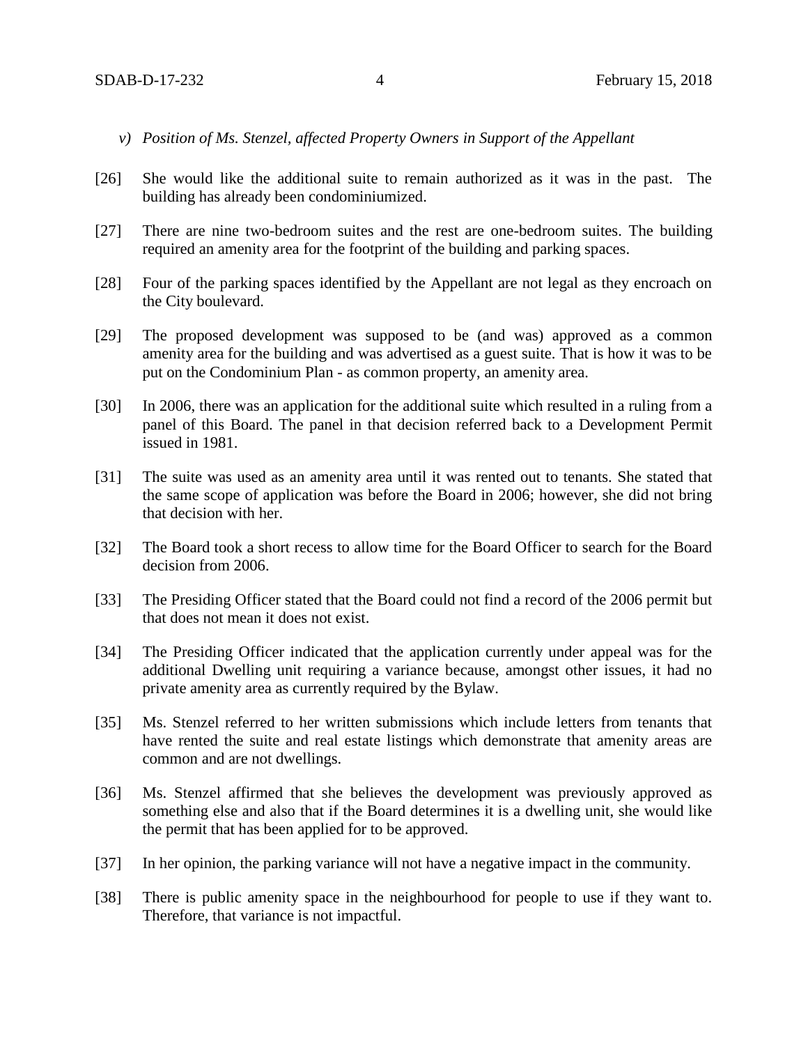*v) Position of Ms. Stenzel, affected Property Owners in Support of the Appellant*

[26] She would like the additional suite to remain authorized as it was in the past. The building has already been condominiumized.

[27] There are nine two-bedroom suites and the rest are one-bedroom suites. The building required an amenity area for the footprint of the building and parking spaces.

[28] Four of the parking spaces identified by the Appellant are not legal as they encroach on the City boulevard.

[29] The proposed development was supposed to be (and was) approved as a common amenity area for the building and was advertised as a guest suite. That is how it was to be put on the Condominium Plan - as common property, an amenity area.

[30] In 2006, there was an application for the additional suite which resulted in a ruling from a panel of this Board. The panel in that decision referred back to a Development Permit issued in 1981.

[31] The suite was used as an amenity area until it was rented out to tenants. She stated that the same scope of application was before the Board in 2006; however, she did not bring that decision with her.

[32] The Board took a short recess to allow time for the Board Officer to search for the Board decision from 2006.

[33] The Presiding Officer stated that the Board could not find a record of the 2006 permit but that does not mean it does not exist.

[34] The Presiding Officer indicated that the application currently under appeal was for the additional Dwelling unit requiring a variance because, amongst other issues, it had no private amenity area as currently required by the Bylaw.

[35] Ms. Stenzel referred to her written submissions which include letters from tenants that have rented the suite and real estate listings which demonstrate that amenity areas are common and are not dwellings.

[36] Ms. Stenzel affirmed that she believes the development was previously approved as something else and also that if the Board determines it is a dwelling unit, she would like the permit that has been applied for to be approved.

[37] In her opinion, the parking variance will not have a negative impact in the community.

[38] There is public amenity space in the neighbourhood for people to use if they want to. Therefore, that variance is not impactful.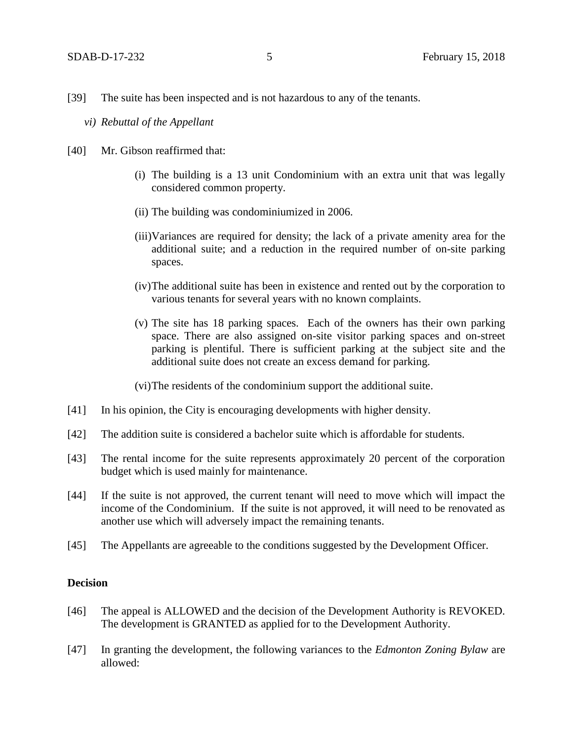[39] The suite has been inspected and is not hazardous to any of the tenants.

*vi) Rebuttal of the Appellant*

[40] Mr. Gibson reaffirmed that:

(i) The building is a 13 unit Condominium with an extra unit that was legally considered common property.

(ii) The building was condominiumized in 2006.

(iii) Variances are required for density; the lack of a private amenity area for the additional suite; and a reduction in the required number of on-site parking spaces.

(iv) The additional suite has been in existence and rented out by the corporation to various tenants for several years with no known complaints.

(v) The site has 18 parking spaces. Each of the owners has their own parking space. There are also assigned on-site visitor parking spaces and on-street parking is plentiful. There is sufficient parking at the subject site and the additional suite does not create an excess demand for parking.

(vi) The residents of the condominium support the additional suite.

[41] In his opinion, the City is encouraging developments with higher density.

[42] The addition suite is considered a bachelor suite which is affordable for students.

[43] The rental income for the suite represents approximately 20 percent of the corporation budget which is used mainly for maintenance.

[44] If the suite is not approved, the current tenant will need to move which will impact the income of the Condominium. If the suite is not approved, it will need to be renovated as another use which will adversely impact the remaining tenants.

[45] The Appellants are agreeable to the conditions suggested by the Development Officer.

## Decision

[46] The appeal is ALLOWED and the decision of the Development Authority is REVOKED. The development is GRANTED as applied for to the Development Authority.

[47] In granting the development, the following variances to the *Edmonton Zoning Bylaw* are allowed: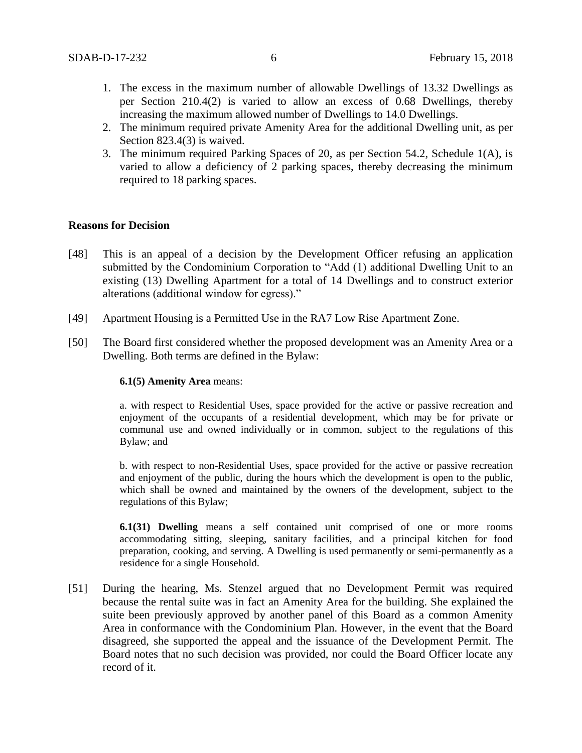1. The excess in the maximum number of allowable Dwellings of 13.32 Dwellings as per Section 210.4(2) is varied to allow an excess of 0.68 Dwellings, thereby increasing the maximum allowed number of Dwellings to 14.0 Dwellings.
2. The minimum required private Amenity Area for the additional Dwelling unit, as per Section 823.4(3) is waived.
3. The minimum required Parking Spaces of 20, as per Section 54.2, Schedule 1(A), is varied to allow a deficiency of 2 parking spaces, thereby decreasing the minimum required to 18 parking spaces.

**Reasons for Decision**

[48] This is an appeal of a decision by the Development Officer refusing an application submitted by the Condominium Corporation to "Add (1) additional Dwelling Unit to an existing (13) Dwelling Apartment for a total of 14 Dwellings and to construct exterior alterations (additional window for egress)."

[49] Apartment Housing is a Permitted Use in the RA7 Low Rise Apartment Zone.

[50] The Board first considered whether the proposed development was an Amenity Area or a Dwelling. Both terms are defined in the Bylaw:

> **6.1(5) Amenity Area** means:
>
> a. with respect to Residential Uses, space provided for the active or passive recreation and enjoyment of the occupants of a residential development, which may be for private or communal use and owned individually or in common, subject to the regulations of this Bylaw; and
>
> b. with respect to non-Residential Uses, space provided for the active or passive recreation and enjoyment of the public, during the hours which the development is open to the public, which shall be owned and maintained by the owners of the development, subject to the regulations of this Bylaw;
>
> **6.1(31) Dwelling** means a self contained unit comprised of one or more rooms accommodating sitting, sleeping, sanitary facilities, and a principal kitchen for food preparation, cooking, and serving. A Dwelling is used permanently or semi-permanently as a residence for a single Household.

[51] During the hearing, Ms. Stenzel argued that no Development Permit was required because the rental suite was in fact an Amenity Area for the building. She explained the suite been previously approved by another panel of this Board as a common Amenity Area in conformance with the Condominium Plan. However, in the event that the Board disagreed, she supported the appeal and the issuance of the Development Permit. The Board notes that no such decision was provided, nor could the Board Officer locate any record of it.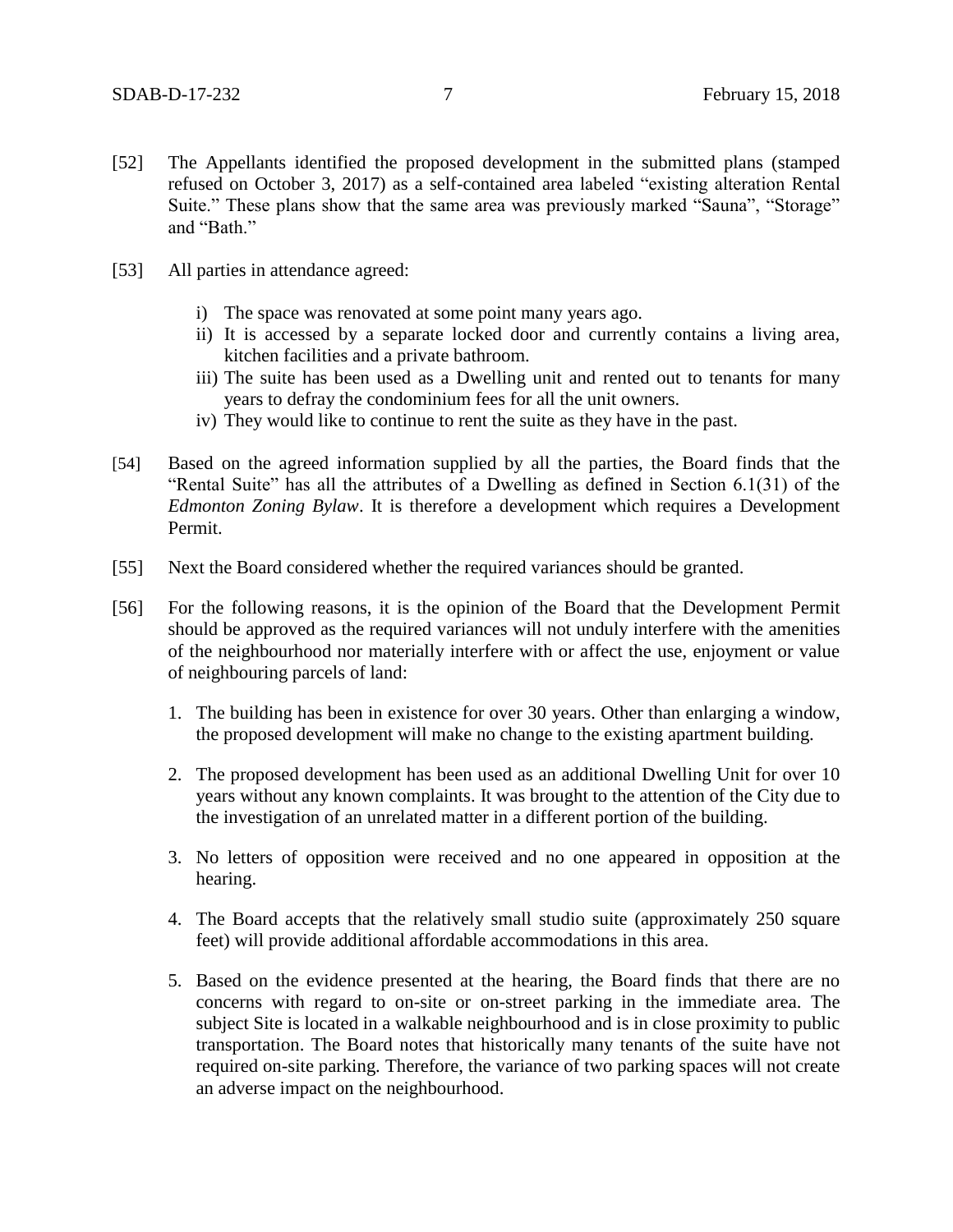[52] The Appellants identified the proposed development in the submitted plans (stamped refused on October 3, 2017) as a self-contained area labeled "existing alteration Rental Suite." These plans show that the same area was previously marked "Sauna", "Storage" and "Bath."

[53] All parties in attendance agreed:

   i) The space was renovated at some point many years ago.
   ii) It is accessed by a separate locked door and currently contains a living area, kitchen facilities and a private bathroom.
   iii) The suite has been used as a Dwelling unit and rented out to tenants for many years to defray the condominium fees for all the unit owners.
   iv) They would like to continue to rent the suite as they have in the past.

[54] Based on the agreed information supplied by all the parties, the Board finds that the "Rental Suite" has all the attributes of a Dwelling as defined in Section 6.1(31) of the *Edmonton Zoning Bylaw*. It is therefore a development which requires a Development Permit.

[55] Next the Board considered whether the required variances should be granted.

[56] For the following reasons, it is the opinion of the Board that the Development Permit should be approved as the required variances will not unduly interfere with the amenities of the neighbourhood nor materially interfere with or affect the use, enjoyment or value of neighbouring parcels of land:

1. The building has been in existence for over 30 years. Other than enlarging a window, the proposed development will make no change to the existing apartment building.

2. The proposed development has been used as an additional Dwelling Unit for over 10 years without any known complaints. It was brought to the attention of the City due to the investigation of an unrelated matter in a different portion of the building.

3. No letters of opposition were received and no one appeared in opposition at the hearing.

4. The Board accepts that the relatively small studio suite (approximately 250 square feet) will provide additional affordable accommodations in this area.

5. Based on the evidence presented at the hearing, the Board finds that there are no concerns with regard to on-site or on-street parking in the immediate area. The subject Site is located in a walkable neighbourhood and is in close proximity to public transportation. The Board notes that historically many tenants of the suite have not required on-site parking. Therefore, the variance of two parking spaces will not create an adverse impact on the neighbourhood.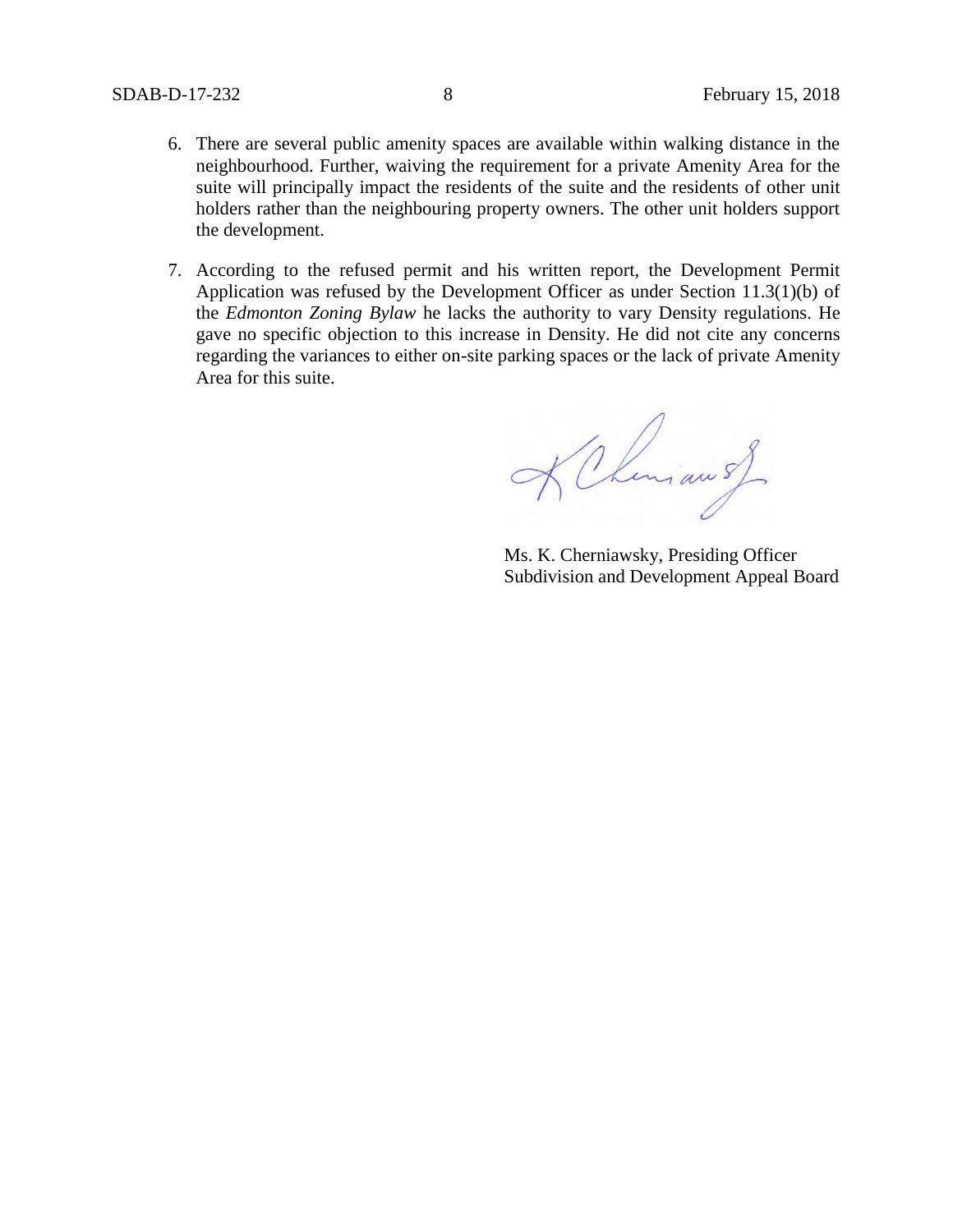6. There are several public amenity spaces are available within walking distance in the neighbourhood. Further, waiving the requirement for a private Amenity Area for the suite will principally impact the residents of the suite and the residents of other unit holders rather than the neighbouring property owners. The other unit holders support the development.

7. According to the refused permit and his written report, the Development Permit Application was refused by the Development Officer as under Section 11.3(1)(b) of the *Edmonton Zoning Bylaw* he lacks the authority to vary Density regulations. He gave no specific objection to this increase in Density. He did not cite any concerns regarding the variances to either on-site parking spaces or the lack of private Amenity Area for this suite.

Ms. K. Cherniawsky, Presiding Officer
Subdivision and Development Appeal Board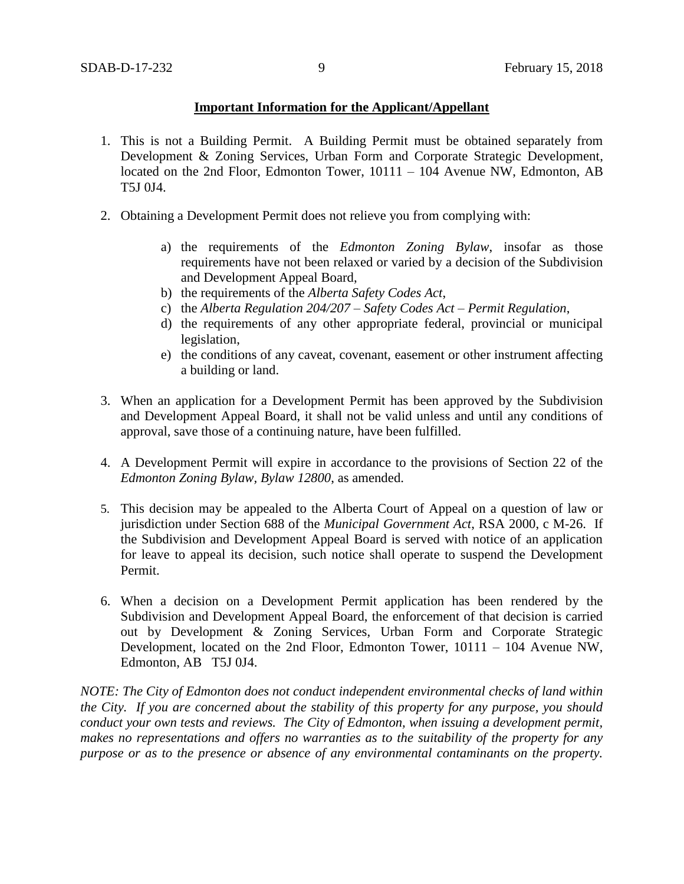**Important Information for the Applicant/Appellant**

1. This is not a Building Permit. A Building Permit must be obtained separately from Development & Zoning Services, Urban Form and Corporate Strategic Development, located on the 2nd Floor, Edmonton Tower, 10111 – 104 Avenue NW, Edmonton, AB T5J 0J4.

2. Obtaining a Development Permit does not relieve you from complying with:

   a) the requirements of the *Edmonton Zoning Bylaw*, insofar as those requirements have not been relaxed or varied by a decision of the Subdivision and Development Appeal Board,
   b) the requirements of the *Alberta Safety Codes Act*,
   c) the *Alberta Regulation 204/207 – Safety Codes Act – Permit Regulation*,
   d) the requirements of any other appropriate federal, provincial or municipal legislation,
   e) the conditions of any caveat, covenant, easement or other instrument affecting a building or land.

3. When an application for a Development Permit has been approved by the Subdivision and Development Appeal Board, it shall not be valid unless and until any conditions of approval, save those of a continuing nature, have been fulfilled.

4. A Development Permit will expire in accordance to the provisions of Section 22 of the *Edmonton Zoning Bylaw, Bylaw 12800*, as amended.

5. This decision may be appealed to the Alberta Court of Appeal on a question of law or jurisdiction under Section 688 of the *Municipal Government Act*, RSA 2000, c M-26. If the Subdivision and Development Appeal Board is served with notice of an application for leave to appeal its decision, such notice shall operate to suspend the Development Permit.

6. When a decision on a Development Permit application has been rendered by the Subdivision and Development Appeal Board, the enforcement of that decision is carried out by Development & Zoning Services, Urban Form and Corporate Strategic Development, located on the 2nd Floor, Edmonton Tower, 10111 – 104 Avenue NW, Edmonton, AB T5J 0J4.

*NOTE: The City of Edmonton does not conduct independent environmental checks of land within the City. If you are concerned about the stability of this property for any purpose, you should conduct your own tests and reviews. The City of Edmonton, when issuing a development permit, makes no representations and offers no warranties as to the suitability of the property for any purpose or as to the presence or absence of any environmental contaminants on the property.*